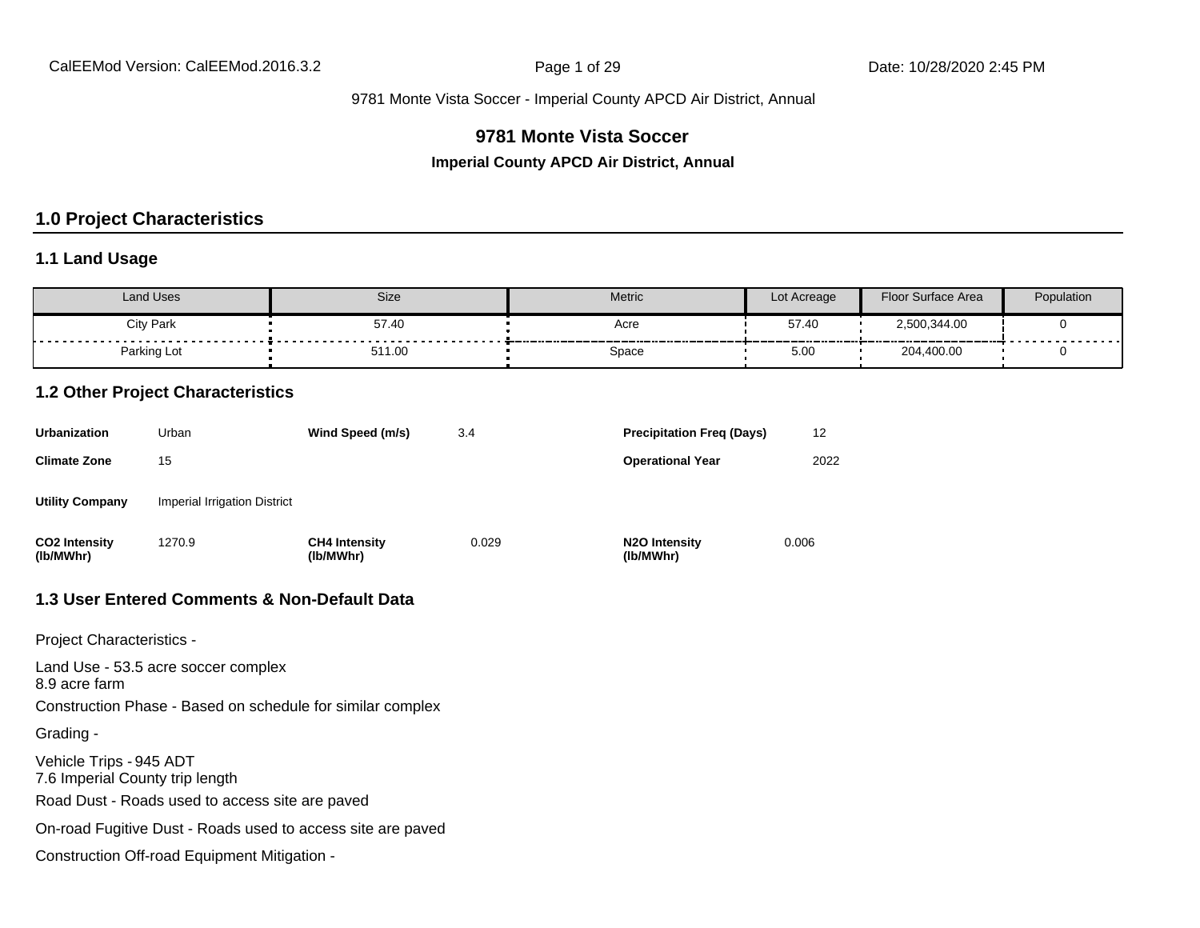9781 Monte Vista Soccer - Imperial County APCD Air District, Annual

# 9781 Monte Vista Soccer

**Imperial County APCD Air District, Annual**

## 1.0 Project Characteristics

### 1.1 Land Usage

| Land Uses | Size | Metric | Lot Acreage | Floor Surface Area | Population |
|---|---|---|---|---|---|
| City Park | 57.40 | Acre | 57.40 | 2,500,344.00 | 0 |
| Parking Lot | 511.00 | Space | 5.00 | 204,400.00 | 0 |

### 1.2 Other Project Characteristics

| | | | | | |
|---|---|---|---|---|---|
| **Urbanization** | Urban | **Wind Speed (m/s)** | 3.4 | **Precipitation Freq (Days)** | 12 |
| **Climate Zone** | 15 | | | **Operational Year** | 2022 |
| **Utility Company** | Imperial Irrigation District | | | | |
| **CO2 Intensity (lb/MWhr)** | 1270.9 | **CH4 Intensity (lb/MWhr)** | 0.029 | **N2O Intensity (lb/MWhr)** | 0.006 |

### 1.3 User Entered Comments & Non-Default Data

Project Characteristics -

Land Use - 53.5 acre soccer complex
8.9 acre farm

Construction Phase - Based on schedule for similar complex

Grading -

Vehicle Trips - 945 ADT
7.6 Imperial County trip length

Road Dust - Roads used to access site are paved

On-road Fugitive Dust - Roads used to access site are paved

Construction Off-road Equipment Mitigation -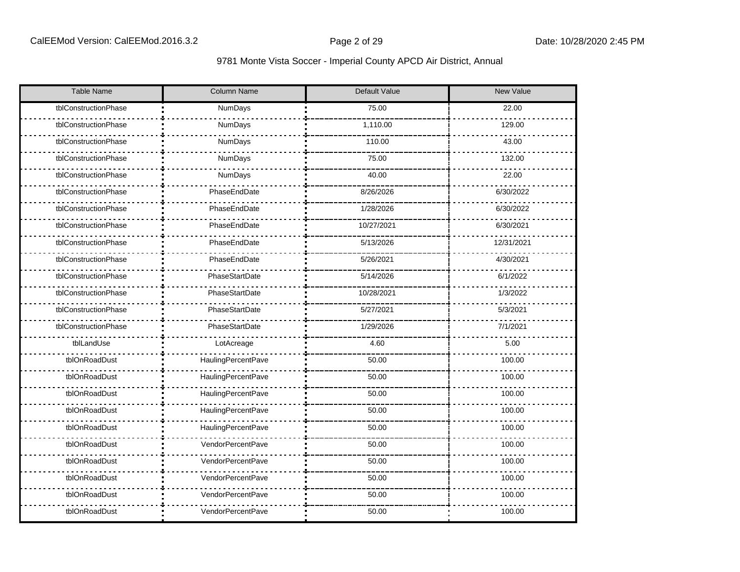9781 Monte Vista Soccer - Imperial County APCD Air District, Annual

| Table Name | Column Name | Default Value | New Value |
|---|---|---|---|
| tblConstructionPhase | NumDays | 75.00 | 22.00 |
| tblConstructionPhase | NumDays | 1,110.00 | 129.00 |
| tblConstructionPhase | NumDays | 110.00 | 43.00 |
| tblConstructionPhase | NumDays | 75.00 | 132.00 |
| tblConstructionPhase | NumDays | 40.00 | 22.00 |
| tblConstructionPhase | PhaseEndDate | 8/26/2026 | 6/30/2022 |
| tblConstructionPhase | PhaseEndDate | 1/28/2026 | 6/30/2022 |
| tblConstructionPhase | PhaseEndDate | 10/27/2021 | 6/30/2021 |
| tblConstructionPhase | PhaseEndDate | 5/13/2026 | 12/31/2021 |
| tblConstructionPhase | PhaseEndDate | 5/26/2021 | 4/30/2021 |
| tblConstructionPhase | PhaseStartDate | 5/14/2026 | 6/1/2022 |
| tblConstructionPhase | PhaseStartDate | 10/28/2021 | 1/3/2022 |
| tblConstructionPhase | PhaseStartDate | 5/27/2021 | 5/3/2021 |
| tblConstructionPhase | PhaseStartDate | 1/29/2026 | 7/1/2021 |
| tblLandUse | LotAcreage | 4.60 | 5.00 |
| tblOnRoadDust | HaulingPercentPave | 50.00 | 100.00 |
| tblOnRoadDust | HaulingPercentPave | 50.00 | 100.00 |
| tblOnRoadDust | HaulingPercentPave | 50.00 | 100.00 |
| tblOnRoadDust | HaulingPercentPave | 50.00 | 100.00 |
| tblOnRoadDust | HaulingPercentPave | 50.00 | 100.00 |
| tblOnRoadDust | VendorPercentPave | 50.00 | 100.00 |
| tblOnRoadDust | VendorPercentPave | 50.00 | 100.00 |
| tblOnRoadDust | VendorPercentPave | 50.00 | 100.00 |
| tblOnRoadDust | VendorPercentPave | 50.00 | 100.00 |
| tblOnRoadDust | VendorPercentPave | 50.00 | 100.00 |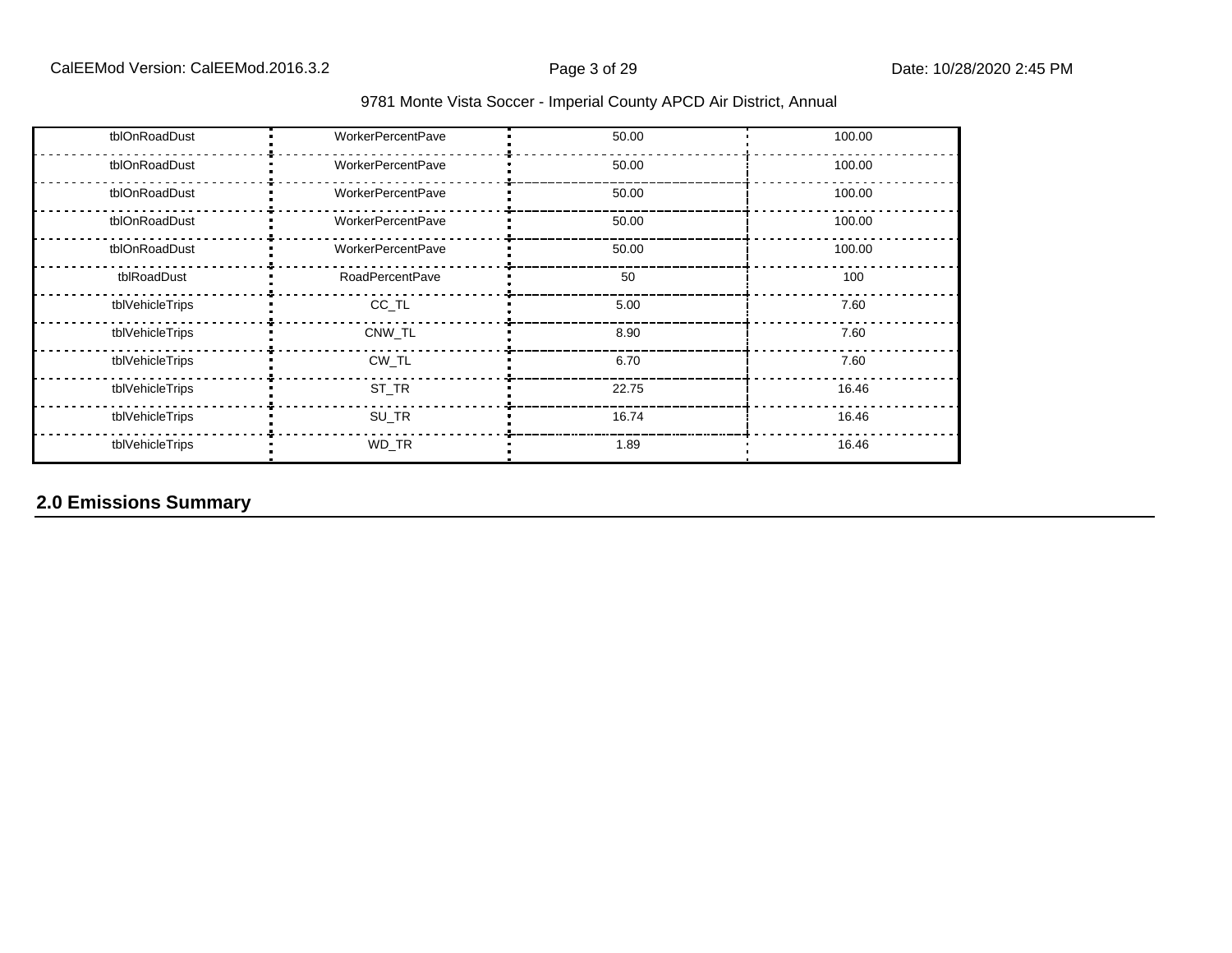| tblOnRoadDust | WorkerPercentPave | 50.00 | 100.00 |
|---|---|---|---|
| tblOnRoadDust | WorkerPercentPave | 50.00 | 100.00 |
| tblOnRoadDust | WorkerPercentPave | 50.00 | 100.00 |
| tblOnRoadDust | WorkerPercentPave | 50.00 | 100.00 |
| tblOnRoadDust | WorkerPercentPave | 50.00 | 100.00 |
| tblRoadDust | RoadPercentPave | 50 | 100 |
| tblVehicleTrips | CC_TL | 5.00 | 7.60 |
| tblVehicleTrips | CNW_TL | 8.90 | 7.60 |
| tblVehicleTrips | CW_TL | 6.70 | 7.60 |
| tblVehicleTrips | ST_TR | 22.75 | 16.46 |
| tblVehicleTrips | SU_TR | 16.74 | 16.46 |
| tblVehicleTrips | WD_TR | 1.89 | 16.46 |

## 2.0 Emissions Summary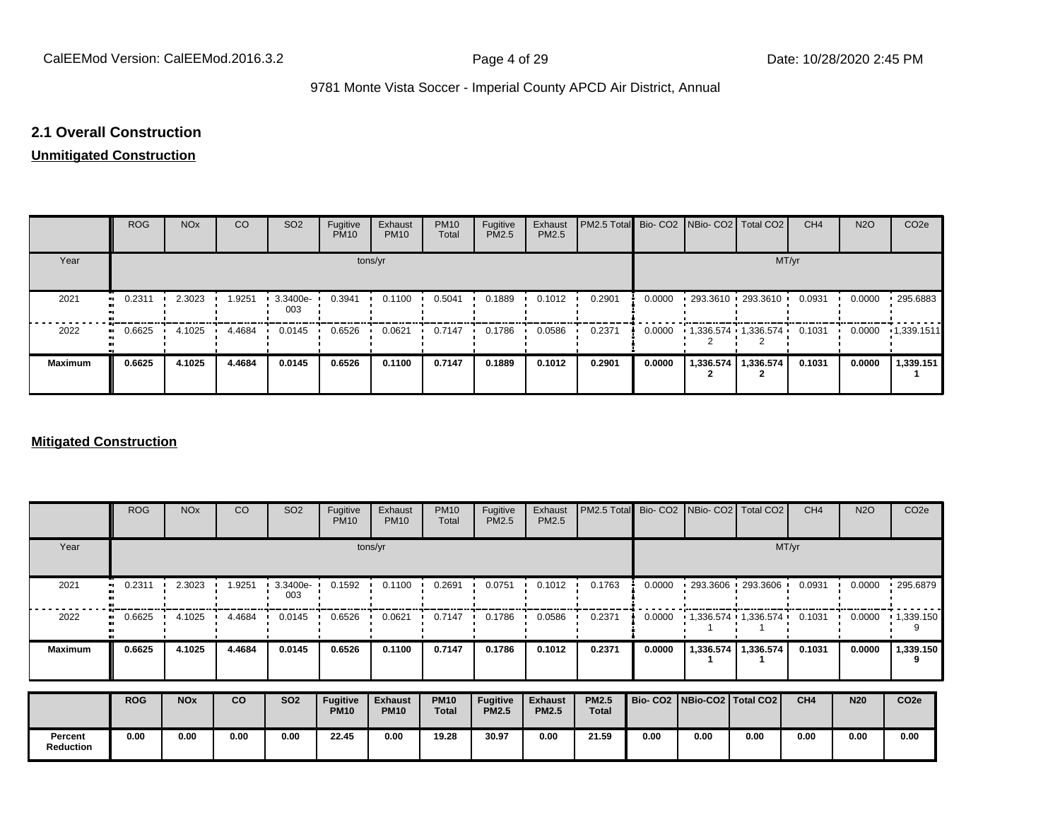## 2.1 Overall Construction

**Unmitigated Construction**

| | ROG | NOx | CO | SO2 | Fugitive PM10 | Exhaust PM10 | PM10 Total | Fugitive PM2.5 | Exhaust PM2.5 | PM2.5 Total | Bio- CO2 | NBio- CO2 | Total CO2 | CH4 | N2O | CO2e |
|---|---|---|---|---|---|---|---|---|---|---|---|---|---|---|---|---|
| Year | tons/yr | | | | | | | | | | MT/yr | | | | | |
| 2021 | 0.2311 | 2.3023 | 1.9251 | 3.3400e-003 | 0.3941 | 0.1100 | 0.5041 | 0.1889 | 0.1012 | 0.2901 | 0.0000 | 293.3610 | 293.3610 | 0.0931 | 0.0000 | 295.6883 |
| 2022 | 0.6625 | 4.1025 | 4.4684 | 0.0145 | 0.6526 | 0.0621 | 0.7147 | 0.1786 | 0.0586 | 0.2371 | 0.0000 | 1,336.5742 | 1,336.5742 | 0.1031 | 0.0000 | 1,339.1511 |
| **Maximum** | **0.6625** | **4.1025** | **4.4684** | **0.0145** | **0.6526** | **0.1100** | **0.7147** | **0.1889** | **0.1012** | **0.2901** | **0.0000** | **1,336.5742** | **1,336.5742** | **0.1031** | **0.0000** | **1,339.1511** |

**Mitigated Construction**

| | ROG | NOx | CO | SO2 | Fugitive PM10 | Exhaust PM10 | PM10 Total | Fugitive PM2.5 | Exhaust PM2.5 | PM2.5 Total | Bio- CO2 | NBio- CO2 | Total CO2 | CH4 | N2O | CO2e |
|---|---|---|---|---|---|---|---|---|---|---|---|---|---|---|---|---|
| Year | tons/yr | | | | | | | | | | MT/yr | | | | | |
| 2021 | 0.2311 | 2.3023 | 1.9251 | 3.3400e-003 | 0.1592 | 0.1100 | 0.2691 | 0.0751 | 0.1012 | 0.1763 | 0.0000 | 293.3606 | 293.3606 | 0.0931 | 0.0000 | 295.6879 |
| 2022 | 0.6625 | 4.1025 | 4.4684 | 0.0145 | 0.6526 | 0.0621 | 0.7147 | 0.1786 | 0.0586 | 0.2371 | 0.0000 | 1,336.5741 | 1,336.5741 | 0.1031 | 0.0000 | 1,339.1509 |
| **Maximum** | **0.6625** | **4.1025** | **4.4684** | **0.0145** | **0.6526** | **0.1100** | **0.7147** | **0.1786** | **0.1012** | **0.2371** | **0.0000** | **1,336.5741** | **1,336.5741** | **0.1031** | **0.0000** | **1,339.1509** |

| | ROG | NOx | CO | SO2 | Fugitive PM10 | Exhaust PM10 | PM10 Total | Fugitive PM2.5 | Exhaust PM2.5 | PM2.5 Total | Bio- CO2 | NBio-CO2 | Total CO2 | CH4 | N20 | CO2e |
|---|---|---|---|---|---|---|---|---|---|---|---|---|---|---|---|---|
| **Percent Reduction** | **0.00** | **0.00** | **0.00** | **0.00** | **22.45** | **0.00** | **19.28** | **30.97** | **0.00** | **21.59** | **0.00** | **0.00** | **0.00** | **0.00** | **0.00** | **0.00** |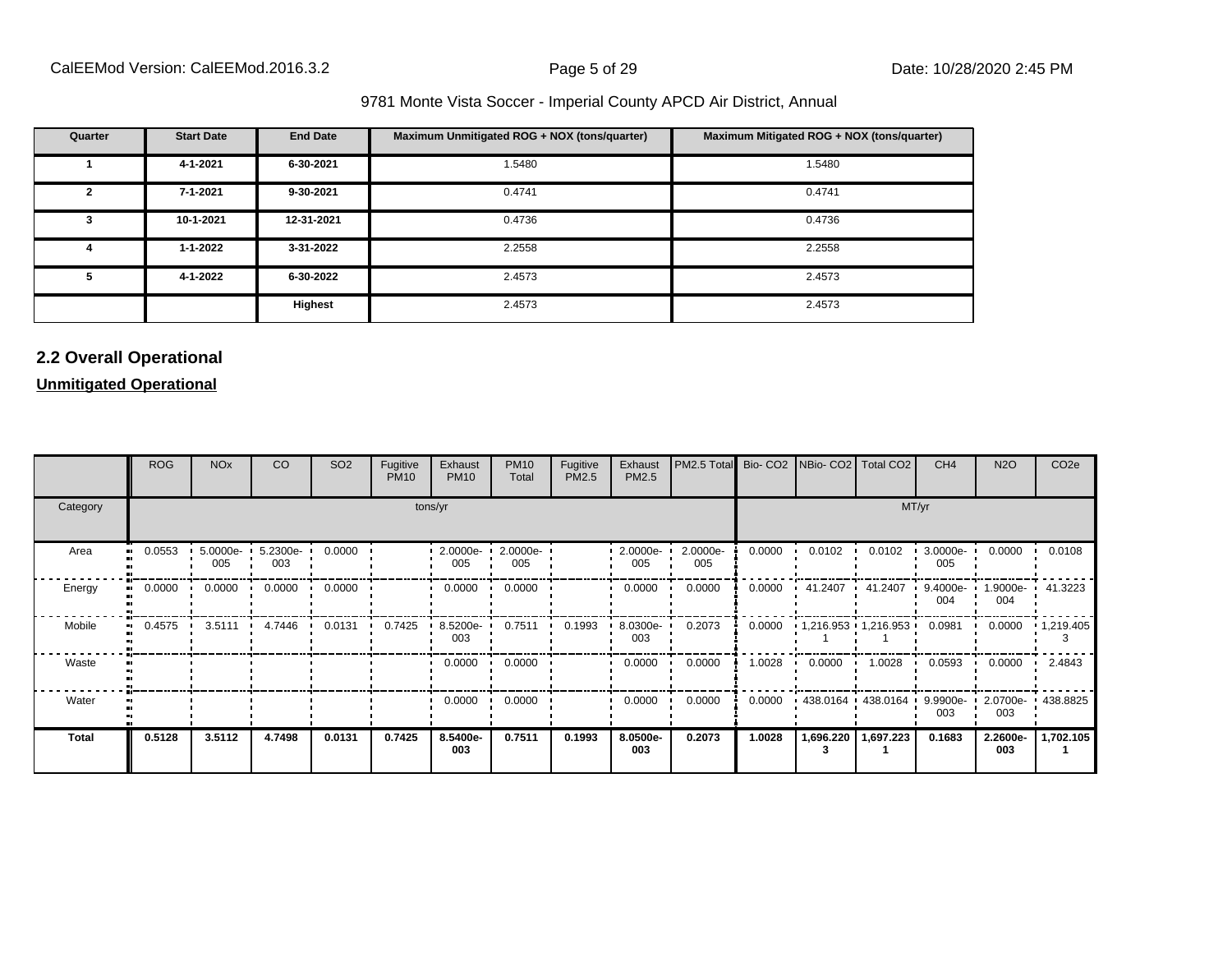9781 Monte Vista Soccer - Imperial County APCD Air District, Annual

| Quarter | Start Date | End Date | Maximum Unmitigated ROG + NOX (tons/quarter) | Maximum Mitigated ROG + NOX (tons/quarter) |
|---|---|---|---|---|
| 1 | 4-1-2021 | 6-30-2021 | 1.5480 | 1.5480 |
| 2 | 7-1-2021 | 9-30-2021 | 0.4741 | 0.4741 |
| 3 | 10-1-2021 | 12-31-2021 | 0.4736 | 0.4736 |
| 4 | 1-1-2022 | 3-31-2022 | 2.2558 | 2.2558 |
| 5 | 4-1-2022 | 6-30-2022 | 2.4573 | 2.4573 |
| | | **Highest** | 2.4573 | 2.4573 |

## 2.2 Overall Operational

**Unmitigated Operational**

| | ROG | NOx | CO | SO2 | Fugitive PM10 | Exhaust PM10 | PM10 Total | Fugitive PM2.5 | Exhaust PM2.5 | PM2.5 Total | Bio- CO2 | NBio- CO2 | Total CO2 | CH4 | N2O | CO2e |
|---|---|---|---|---|---|---|---|---|---|---|---|---|---|---|---|---|
| Category | tons/yr | | | | | | | | | | MT/yr | | | | | |
| Area | 0.0553 | 5.0000e-005 | 5.2300e-003 | 0.0000 | | 2.0000e-005 | 2.0000e-005 | | 2.0000e-005 | 2.0000e-005 | 0.0000 | 0.0102 | 0.0102 | 3.0000e-005 | 0.0000 | 0.0108 |
| Energy | 0.0000 | 0.0000 | 0.0000 | 0.0000 | | 0.0000 | 0.0000 | | 0.0000 | 0.0000 | 0.0000 | 41.2407 | 41.2407 | 9.4000e-004 | 1.9000e-004 | 41.3223 |
| Mobile | 0.4575 | 3.5111 | 4.7446 | 0.0131 | 0.7425 | 8.5200e-003 | 0.7511 | 0.1993 | 8.0300e-003 | 0.2073 | 0.0000 | 1,216.9531 | 1,216.9531 | 0.0981 | 0.0000 | 1,219.4053 |
| Waste | | | | | | 0.0000 | 0.0000 | | 0.0000 | 0.0000 | 1.0028 | 0.0000 | 1.0028 | 0.0593 | 0.0000 | 2.4843 |
| Water | | | | | | 0.0000 | 0.0000 | | 0.0000 | 0.0000 | 0.0000 | 438.0164 | 438.0164 | 9.9900e-003 | 2.0700e-003 | 438.8825 |
| **Total** | **0.5128** | **3.5112** | **4.7498** | **0.0131** | **0.7425** | **8.5400e-003** | **0.7511** | **0.1993** | **8.0500e-003** | **0.2073** | **1.0028** | **1,696.2203** | **1,697.2231** | **0.1683** | **2.2600e-003** | **1,702.1051** |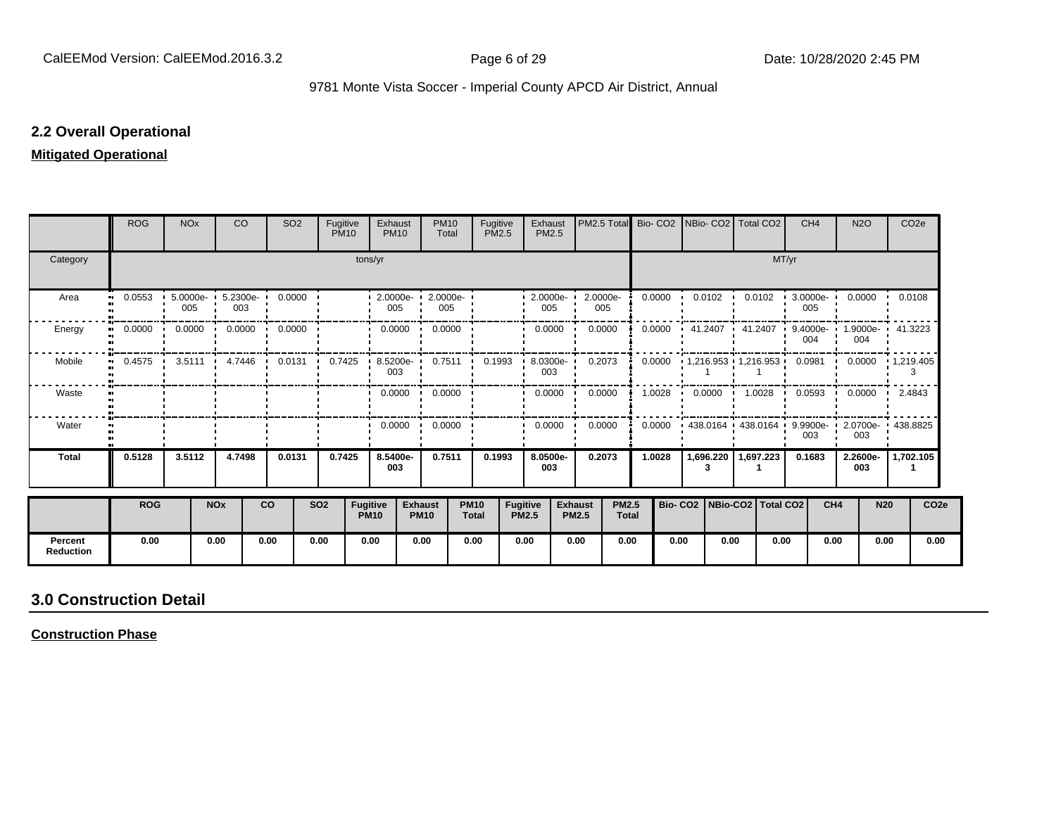## 2.2 Overall Operational

**Mitigated Operational**

| | ROG | NOx | CO | SO2 | Fugitive PM10 | Exhaust PM10 | PM10 Total | Fugitive PM2.5 | Exhaust PM2.5 | PM2.5 Total | Bio- CO2 | NBio- CO2 | Total CO2 | CH4 | N2O | CO2e |
|---|---|---|---|---|---|---|---|---|---|---|---|---|---|---|---|---|
| Category | tons/yr | | | | | | | | | | MT/yr | | | | | |
| Area | 0.0553 | 5.0000e-005 | 5.2300e-003 | 0.0000 | | 2.0000e-005 | 2.0000e-005 | | 2.0000e-005 | 2.0000e-005 | 0.0000 | 0.0102 | 0.0102 | 3.0000e-005 | 0.0000 | 0.0108 |
| Energy | 0.0000 | 0.0000 | 0.0000 | 0.0000 | | 0.0000 | 0.0000 | | 0.0000 | 0.0000 | 0.0000 | 41.2407 | 41.2407 | 9.4000e-004 | 1.9000e-004 | 41.3223 |
| Mobile | 0.4575 | 3.5111 | 4.7446 | 0.0131 | 0.7425 | 8.5200e-003 | 0.7511 | 0.1993 | 8.0300e-003 | 0.2073 | 0.0000 | 1,216.9531 | 1,216.9531 | 0.0981 | 0.0000 | 1,219.4053 |
| Waste | | | | | | 0.0000 | 0.0000 | | 0.0000 | 0.0000 | 1.0028 | 0.0000 | 1.0028 | 0.0593 | 0.0000 | 2.4843 |
| Water | | | | | | 0.0000 | 0.0000 | | 0.0000 | 0.0000 | 0.0000 | 438.0164 | 438.0164 | 9.9900e-003 | 2.0700e-003 | 438.8825 |
| **Total** | **0.5128** | **3.5112** | **4.7498** | **0.0131** | **0.7425** | **8.5400e-003** | **0.7511** | **0.1993** | **8.0500e-003** | **0.2073** | **1.0028** | **1,696.2203** | **1,697.2231** | **0.1683** | **2.2600e-003** | **1,702.1051** |

| | ROG | NOx | CO | SO2 | Fugitive PM10 | Exhaust PM10 | PM10 Total | Fugitive PM2.5 | Exhaust PM2.5 | PM2.5 Total | Bio- CO2 | NBio-CO2 | Total CO2 | CH4 | N20 | CO2e |
|---|---|---|---|---|---|---|---|---|---|---|---|---|---|---|---|---|
| **Percent Reduction** | 0.00 | 0.00 | 0.00 | 0.00 | 0.00 | 0.00 | 0.00 | 0.00 | 0.00 | 0.00 | 0.00 | 0.00 | 0.00 | 0.00 | 0.00 | 0.00 |

# 3.0 Construction Detail

**Construction Phase**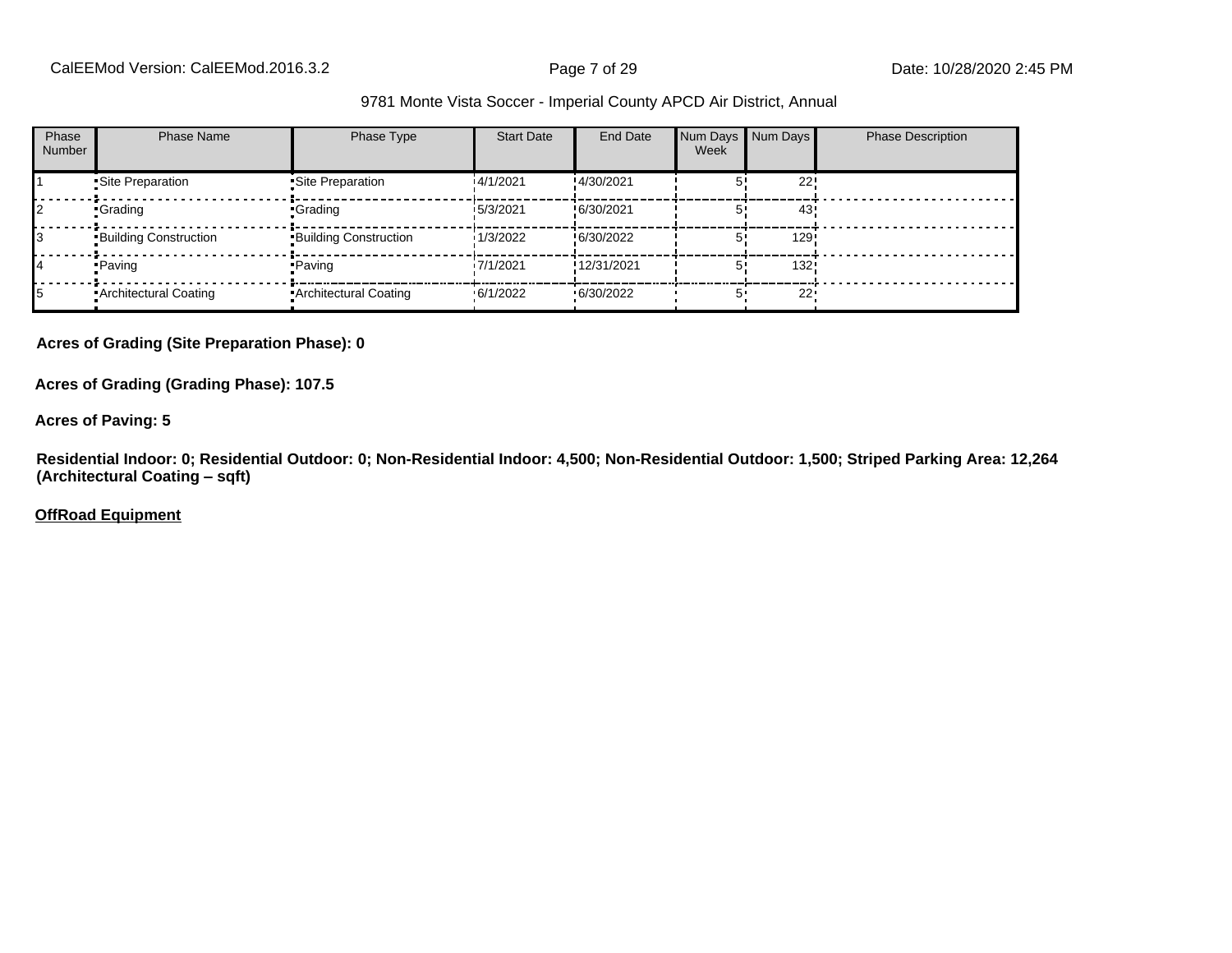| Phase Number | Phase Name | Phase Type | Start Date | End Date | Num Days Week | Num Days | Phase Description |
|---|---|---|---|---|---|---|---|
| 1 | Site Preparation | Site Preparation | 4/1/2021 | 4/30/2021 | 5 | 22 | |
| 2 | Grading | Grading | 5/3/2021 | 6/30/2021 | 5 | 43 | |
| 3 | Building Construction | Building Construction | 1/3/2022 | 6/30/2022 | 5 | 129 | |
| 4 | Paving | Paving | 7/1/2021 | 12/31/2021 | 5 | 132 | |
| 5 | Architectural Coating | Architectural Coating | 6/1/2022 | 6/30/2022 | 5 | 22 | |

**Acres of Grading (Site Preparation Phase): 0**

**Acres of Grading (Grading Phase): 107.5**

**Acres of Paving: 5**

**Residential Indoor: 0; Residential Outdoor: 0; Non-Residential Indoor: 4,500; Non-Residential Outdoor: 1,500; Striped Parking Area: 12,264 (Architectural Coating – sqft)**

**OffRoad Equipment**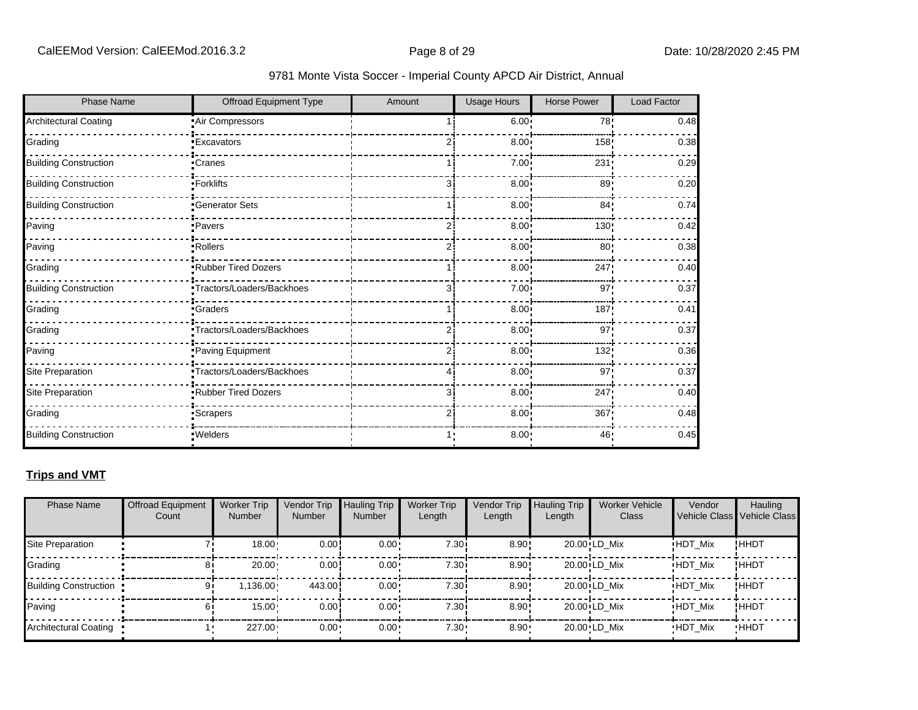9781 Monte Vista Soccer - Imperial County APCD Air District, Annual

| Phase Name | Offroad Equipment Type | Amount | Usage Hours | Horse Power | Load Factor |
|---|---|---|---|---|---|
| Architectural Coating | Air Compressors | 1 | 6.00 | 78 | 0.48 |
| Grading | Excavators | 2 | 8.00 | 158 | 0.38 |
| Building Construction | Cranes | 1 | 7.00 | 231 | 0.29 |
| Building Construction | Forklifts | 3 | 8.00 | 89 | 0.20 |
| Building Construction | Generator Sets | 1 | 8.00 | 84 | 0.74 |
| Paving | Pavers | 2 | 8.00 | 130 | 0.42 |
| Paving | Rollers | 2 | 8.00 | 80 | 0.38 |
| Grading | Rubber Tired Dozers | 1 | 8.00 | 247 | 0.40 |
| Building Construction | Tractors/Loaders/Backhoes | 3 | 7.00 | 97 | 0.37 |
| Grading | Graders | 1 | 8.00 | 187 | 0.41 |
| Grading | Tractors/Loaders/Backhoes | 2 | 8.00 | 97 | 0.37 |
| Paving | Paving Equipment | 2 | 8.00 | 132 | 0.36 |
| Site Preparation | Tractors/Loaders/Backhoes | 4 | 8.00 | 97 | 0.37 |
| Site Preparation | Rubber Tired Dozers | 3 | 8.00 | 247 | 0.40 |
| Grading | Scrapers | 2 | 8.00 | 367 | 0.48 |
| Building Construction | Welders | 1 | 8.00 | 46 | 0.45 |

**Trips and VMT**

| Phase Name | Offroad Equipment Count | Worker Trip Number | Vendor Trip Number | Hauling Trip Number | Worker Trip Length | Vendor Trip Length | Hauling Trip Length | Worker Vehicle Class | Vendor Vehicle Class | Hauling Vehicle Class |
|---|---|---|---|---|---|---|---|---|---|---|
| Site Preparation | 7 | 18.00 | 0.00 | 0.00 | 7.30 | 8.90 | 20.00 | LD_Mix | HDT_Mix | HHDT |
| Grading | 8 | 20.00 | 0.00 | 0.00 | 7.30 | 8.90 | 20.00 | LD_Mix | HDT_Mix | HHDT |
| Building Construction | 9 | 1,136.00 | 443.00 | 0.00 | 7.30 | 8.90 | 20.00 | LD_Mix | HDT_Mix | HHDT |
| Paving | 6 | 15.00 | 0.00 | 0.00 | 7.30 | 8.90 | 20.00 | LD_Mix | HDT_Mix | HHDT |
| Architectural Coating | 1 | 227.00 | 0.00 | 0.00 | 7.30 | 8.90 | 20.00 | LD_Mix | HDT_Mix | HHDT |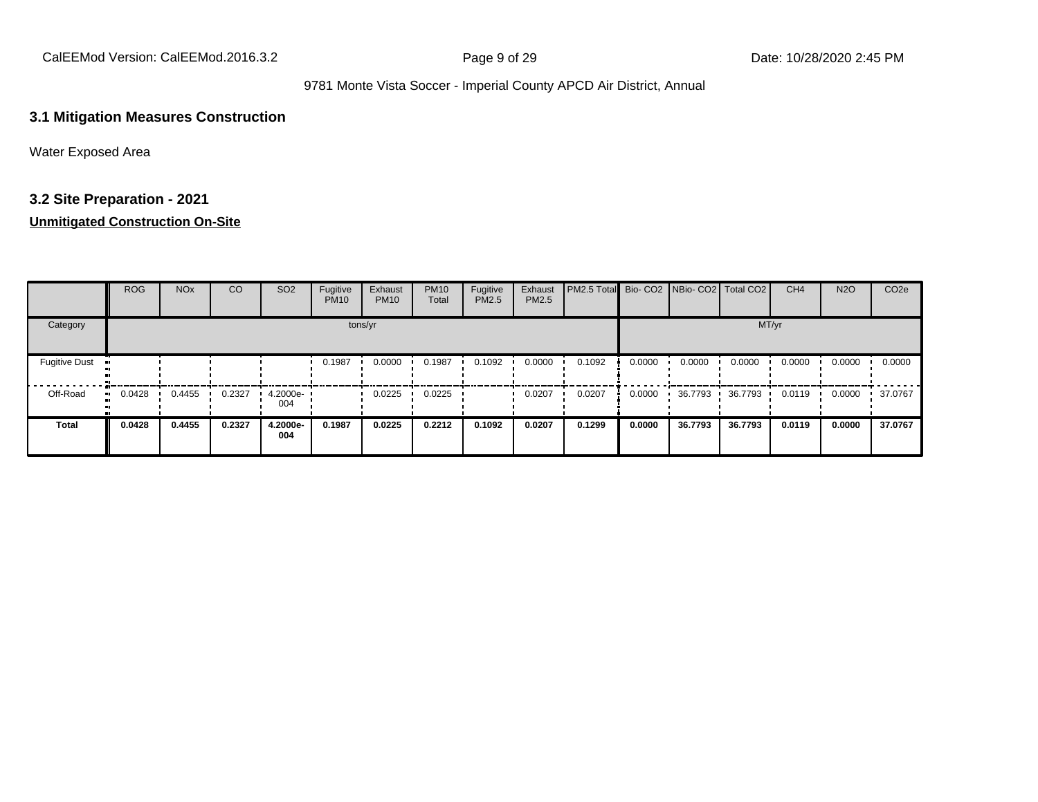## 3.1 Mitigation Measures Construction

Water Exposed Area

## 3.2 Site Preparation - 2021

**Unmitigated Construction On-Site**

| | ROG | NOx | CO | SO2 | Fugitive PM10 | Exhaust PM10 | PM10 Total | Fugitive PM2.5 | Exhaust PM2.5 | PM2.5 Total | Bio- CO2 | NBio- CO2 | Total CO2 | CH4 | N2O | CO2e |
|---|---|---|---|---|---|---|---|---|---|---|---|---|---|---|---|---|
| Category | tons/yr | | | | | | | | | | MT/yr | | | | | |
| Fugitive Dust | | | | | 0.1987 | 0.0000 | 0.1987 | 0.1092 | 0.0000 | 0.1092 | 0.0000 | 0.0000 | 0.0000 | 0.0000 | 0.0000 | 0.0000 |
| Off-Road | 0.0428 | 0.4455 | 0.2327 | 4.2000e-004 | | 0.0225 | 0.0225 | | 0.0207 | 0.0207 | 0.0000 | 36.7793 | 36.7793 | 0.0119 | 0.0000 | 37.0767 |
| **Total** | **0.0428** | **0.4455** | **0.2327** | **4.2000e-004** | **0.1987** | **0.0225** | **0.2212** | **0.1092** | **0.0207** | **0.1299** | **0.0000** | **36.7793** | **36.7793** | **0.0119** | **0.0000** | **37.0767** |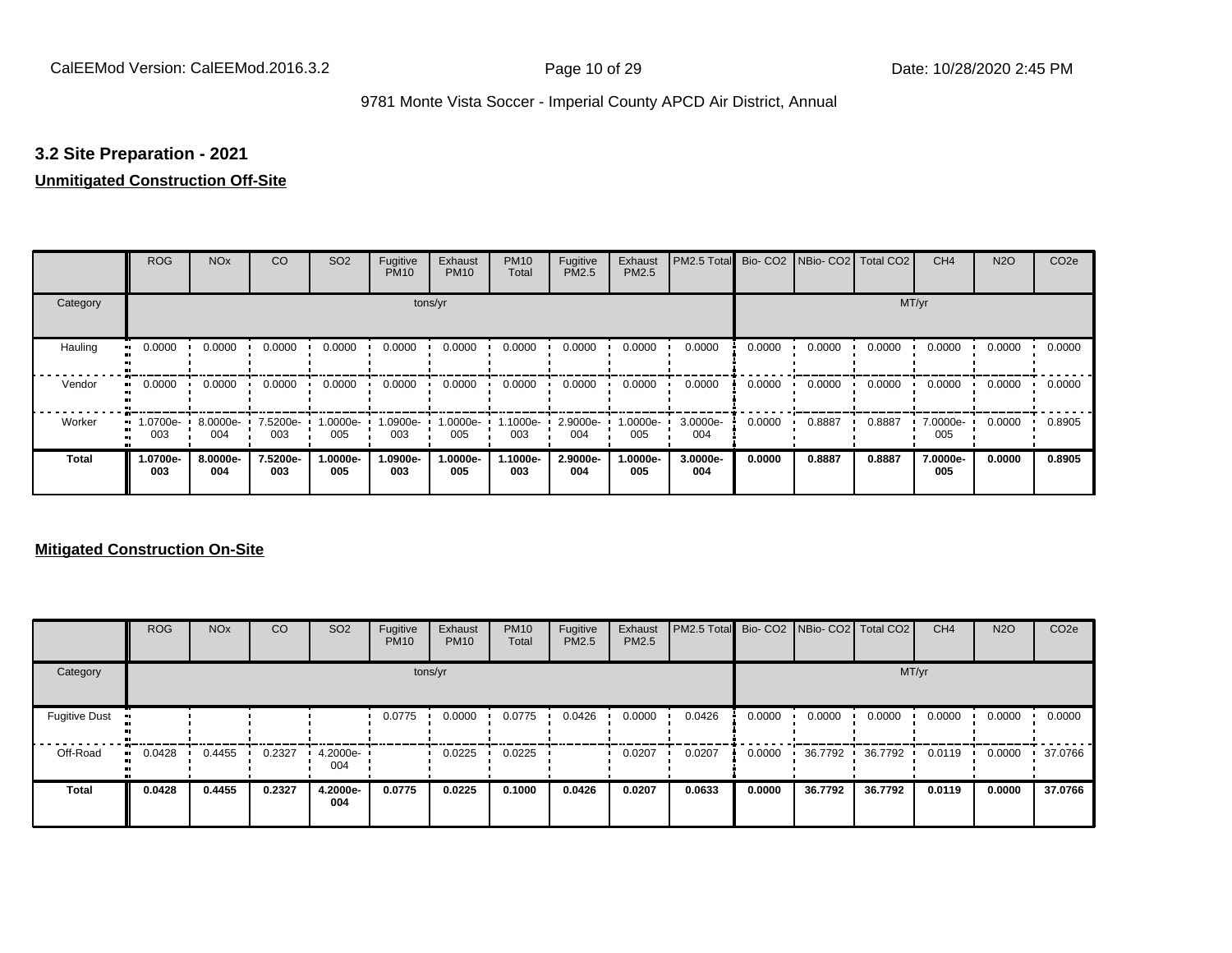### 3.2 Site Preparation - 2021

**Unmitigated Construction Off-Site**

| | ROG | NOx | CO | SO2 | Fugitive PM10 | Exhaust PM10 | PM10 Total | Fugitive PM2.5 | Exhaust PM2.5 | PM2.5 Total | Bio- CO2 | NBio- CO2 | Total CO2 | CH4 | N2O | CO2e |
|---|---|---|---|---|---|---|---|---|---|---|---|---|---|---|---|---|
| Category | tons/yr | | | | | | | | | | MT/yr | | | | | |
| Hauling | 0.0000 | 0.0000 | 0.0000 | 0.0000 | 0.0000 | 0.0000 | 0.0000 | 0.0000 | 0.0000 | 0.0000 | 0.0000 | 0.0000 | 0.0000 | 0.0000 | 0.0000 | 0.0000 |
| Vendor | 0.0000 | 0.0000 | 0.0000 | 0.0000 | 0.0000 | 0.0000 | 0.0000 | 0.0000 | 0.0000 | 0.0000 | 0.0000 | 0.0000 | 0.0000 | 0.0000 | 0.0000 | 0.0000 |
| Worker | 1.0700e-003 | 8.0000e-004 | 7.5200e-003 | 1.0000e-005 | 1.0900e-003 | 1.0000e-005 | 1.1000e-003 | 2.9000e-004 | 1.0000e-005 | 3.0000e-004 | 0.0000 | 0.8887 | 0.8887 | 7.0000e-005 | 0.0000 | 0.8905 |
| **Total** | **1.0700e-003** | **8.0000e-004** | **7.5200e-003** | **1.0000e-005** | **1.0900e-003** | **1.0000e-005** | **1.1000e-003** | **2.9000e-004** | **1.0000e-005** | **3.0000e-004** | **0.0000** | **0.8887** | **0.8887** | **7.0000e-005** | **0.0000** | **0.8905** |

**Mitigated Construction On-Site**

| | ROG | NOx | CO | SO2 | Fugitive PM10 | Exhaust PM10 | PM10 Total | Fugitive PM2.5 | Exhaust PM2.5 | PM2.5 Total | Bio- CO2 | NBio- CO2 | Total CO2 | CH4 | N2O | CO2e |
|---|---|---|---|---|---|---|---|---|---|---|---|---|---|---|---|---|
| Category | tons/yr | | | | | | | | | | MT/yr | | | | | |
| Fugitive Dust | | | | | 0.0775 | 0.0000 | 0.0775 | 0.0426 | 0.0000 | 0.0426 | 0.0000 | 0.0000 | 0.0000 | 0.0000 | 0.0000 | 0.0000 |
| Off-Road | 0.0428 | 0.4455 | 0.2327 | 4.2000e-004 | | 0.0225 | 0.0225 | | 0.0207 | 0.0207 | 0.0000 | 36.7792 | 36.7792 | 0.0119 | 0.0000 | 37.0766 |
| **Total** | **0.0428** | **0.4455** | **0.2327** | **4.2000e-004** | **0.0775** | **0.0225** | **0.1000** | **0.0426** | **0.0207** | **0.0633** | **0.0000** | **36.7792** | **36.7792** | **0.0119** | **0.0000** | **37.0766** |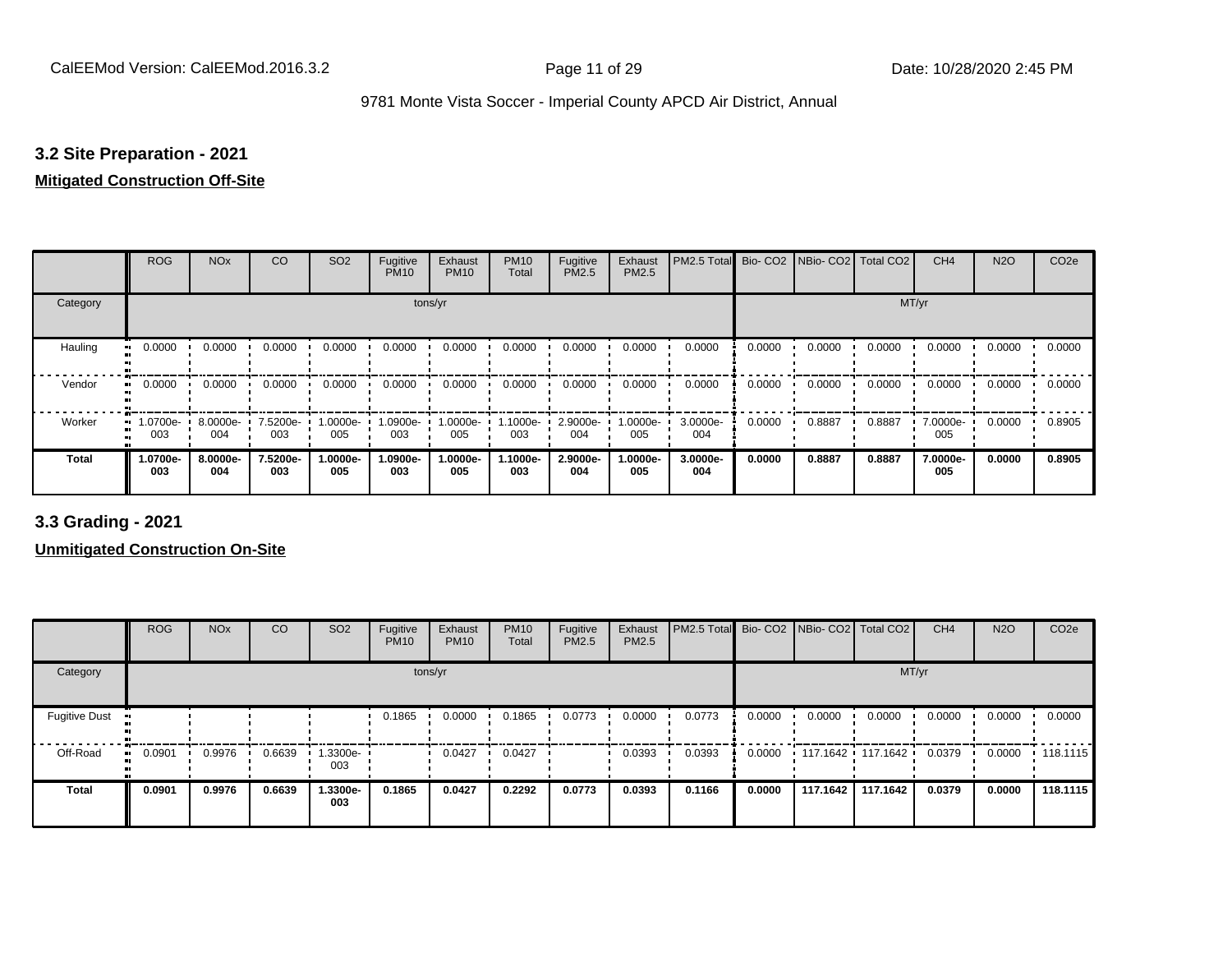## 3.2 Site Preparation - 2021

**Mitigated Construction Off-Site**

| | ROG | NOx | CO | SO2 | Fugitive PM10 | Exhaust PM10 | PM10 Total | Fugitive PM2.5 | Exhaust PM2.5 | PM2.5 Total | Bio- CO2 | NBio- CO2 | Total CO2 | CH4 | N2O | CO2e |
|---|---|---|---|---|---|---|---|---|---|---|---|---|---|---|---|---|
| Category | tons/yr | | | | | | | | | | MT/yr | | | | | |
| Hauling | 0.0000 | 0.0000 | 0.0000 | 0.0000 | 0.0000 | 0.0000 | 0.0000 | 0.0000 | 0.0000 | 0.0000 | 0.0000 | 0.0000 | 0.0000 | 0.0000 | 0.0000 | 0.0000 |
| Vendor | 0.0000 | 0.0000 | 0.0000 | 0.0000 | 0.0000 | 0.0000 | 0.0000 | 0.0000 | 0.0000 | 0.0000 | 0.0000 | 0.0000 | 0.0000 | 0.0000 | 0.0000 | 0.0000 |
| Worker | 1.0700e-003 | 8.0000e-004 | 7.5200e-003 | 1.0000e-005 | 1.0900e-003 | 1.0000e-005 | 1.1000e-003 | 2.9000e-004 | 1.0000e-005 | 3.0000e-004 | 0.0000 | 0.8887 | 0.8887 | 7.0000e-005 | 0.0000 | 0.8905 |
| **Total** | **1.0700e-003** | **8.0000e-004** | **7.5200e-003** | **1.0000e-005** | **1.0900e-003** | **1.0000e-005** | **1.1000e-003** | **2.9000e-004** | **1.0000e-005** | **3.0000e-004** | **0.0000** | **0.8887** | **0.8887** | **7.0000e-005** | **0.0000** | **0.8905** |

## 3.3 Grading - 2021

**Unmitigated Construction On-Site**

| | ROG | NOx | CO | SO2 | Fugitive PM10 | Exhaust PM10 | PM10 Total | Fugitive PM2.5 | Exhaust PM2.5 | PM2.5 Total | Bio- CO2 | NBio- CO2 | Total CO2 | CH4 | N2O | CO2e |
|---|---|---|---|---|---|---|---|---|---|---|---|---|---|---|---|---|
| Category | tons/yr | | | | | | | | | | MT/yr | | | | | |
| Fugitive Dust | | | | | 0.1865 | 0.0000 | 0.1865 | 0.0773 | 0.0000 | 0.0773 | 0.0000 | 0.0000 | 0.0000 | 0.0000 | 0.0000 | 0.0000 |
| Off-Road | 0.0901 | 0.9976 | 0.6639 | 1.3300e-003 | | 0.0427 | 0.0427 | | 0.0393 | 0.0393 | 0.0000 | 117.1642 | 117.1642 | 0.0379 | 0.0000 | 118.1115 |
| **Total** | **0.0901** | **0.9976** | **0.6639** | **1.3300e-003** | **0.1865** | **0.0427** | **0.2292** | **0.0773** | **0.0393** | **0.1166** | **0.0000** | **117.1642** | **117.1642** | **0.0379** | **0.0000** | **118.1115** |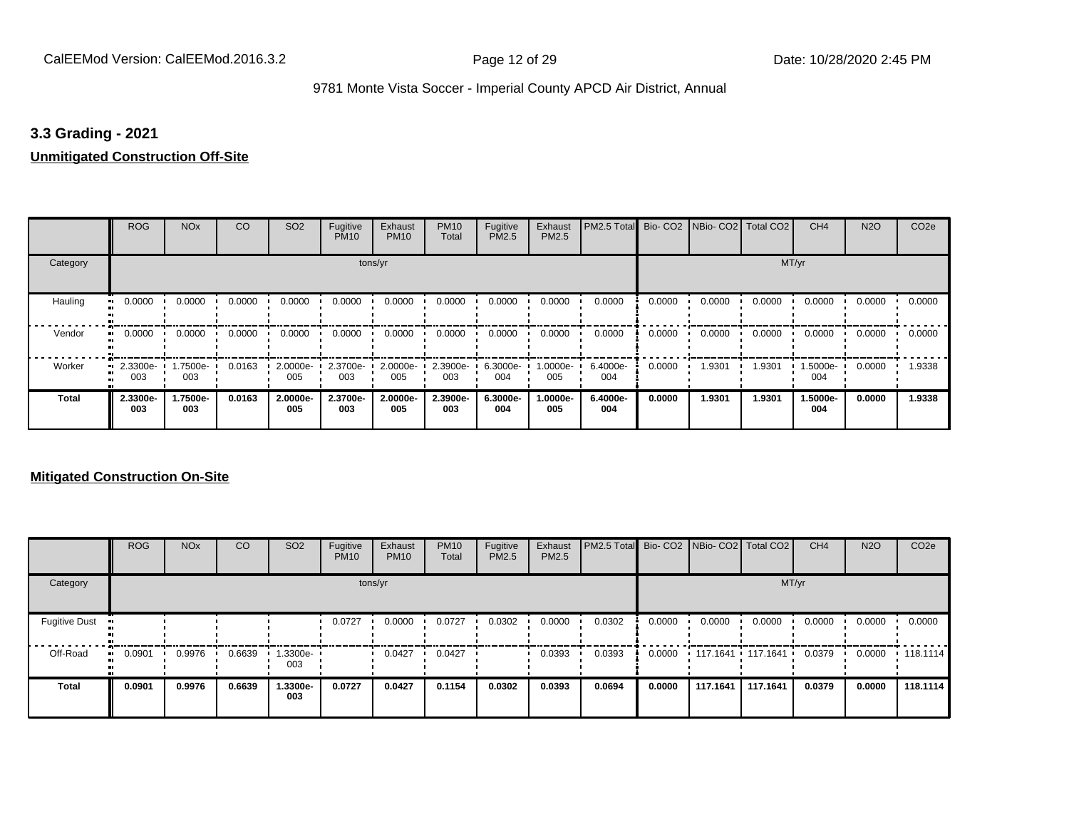### 3.3 Grading - 2021

**Unmitigated Construction Off-Site**

| | ROG | NOx | CO | SO2 | Fugitive PM10 | Exhaust PM10 | PM10 Total | Fugitive PM2.5 | Exhaust PM2.5 | PM2.5 Total | Bio- CO2 | NBio- CO2 | Total CO2 | CH4 | N2O | CO2e |
|---|---|---|---|---|---|---|---|---|---|---|---|---|---|---|---|---|
| Category | tons/yr | | | | | | | | | | MT/yr | | | | | |
| Hauling | 0.0000 | 0.0000 | 0.0000 | 0.0000 | 0.0000 | 0.0000 | 0.0000 | 0.0000 | 0.0000 | 0.0000 | 0.0000 | 0.0000 | 0.0000 | 0.0000 | 0.0000 | 0.0000 |
| Vendor | 0.0000 | 0.0000 | 0.0000 | 0.0000 | 0.0000 | 0.0000 | 0.0000 | 0.0000 | 0.0000 | 0.0000 | 0.0000 | 0.0000 | 0.0000 | 0.0000 | 0.0000 | 0.0000 |
| Worker | 2.3300e-003 | 1.7500e-003 | 0.0163 | 2.0000e-005 | 2.3700e-003 | 2.0000e-005 | 2.3900e-003 | 6.3000e-004 | 1.0000e-005 | 6.4000e-004 | 0.0000 | 1.9301 | 1.9301 | 1.5000e-004 | 0.0000 | 1.9338 |
| **Total** | **2.3300e-003** | **1.7500e-003** | **0.0163** | **2.0000e-005** | **2.3700e-003** | **2.0000e-005** | **2.3900e-003** | **6.3000e-004** | **1.0000e-005** | **6.4000e-004** | **0.0000** | **1.9301** | **1.9301** | **1.5000e-004** | **0.0000** | **1.9338** |

**Mitigated Construction On-Site**

| | ROG | NOx | CO | SO2 | Fugitive PM10 | Exhaust PM10 | PM10 Total | Fugitive PM2.5 | Exhaust PM2.5 | PM2.5 Total | Bio- CO2 | NBio- CO2 | Total CO2 | CH4 | N2O | CO2e |
|---|---|---|---|---|---|---|---|---|---|---|---|---|---|---|---|---|
| Category | tons/yr | | | | | | | | | | MT/yr | | | | | |
| Fugitive Dust | | | | | 0.0727 | 0.0000 | 0.0727 | 0.0302 | 0.0000 | 0.0302 | 0.0000 | 0.0000 | 0.0000 | 0.0000 | 0.0000 | 0.0000 |
| Off-Road | 0.0901 | 0.9976 | 0.6639 | 1.3300e-003 | | 0.0427 | 0.0427 | | 0.0393 | 0.0393 | 0.0000 | 117.1641 | 117.1641 | 0.0379 | 0.0000 | 118.1114 |
| **Total** | **0.0901** | **0.9976** | **0.6639** | **1.3300e-003** | **0.0727** | **0.0427** | **0.1154** | **0.0302** | **0.0393** | **0.0694** | **0.0000** | **117.1641** | **117.1641** | **0.0379** | **0.0000** | **118.1114** |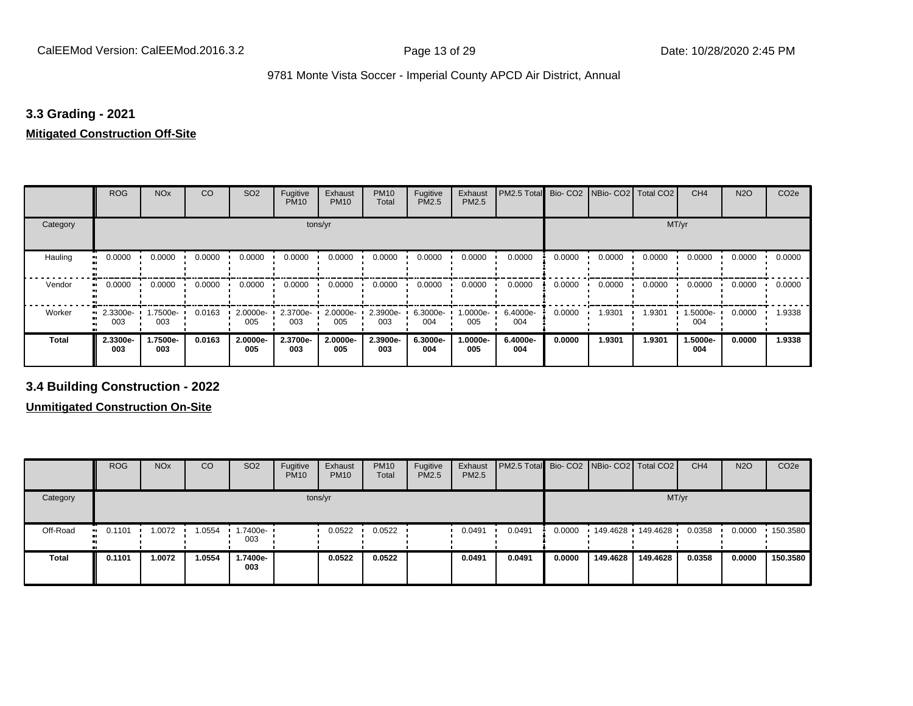### 3.3 Grading - 2021

**Mitigated Construction Off-Site**

| | ROG | NOx | CO | SO2 | Fugitive PM10 | Exhaust PM10 | PM10 Total | Fugitive PM2.5 | Exhaust PM2.5 | PM2.5 Total | Bio- CO2 | NBio- CO2 | Total CO2 | CH4 | N2O | CO2e |
|---|---|---|---|---|---|---|---|---|---|---|---|---|---|---|---|---|
| Category | tons/yr | | | | | | | | | | MT/yr | | | | | |
| Hauling | 0.0000 | 0.0000 | 0.0000 | 0.0000 | 0.0000 | 0.0000 | 0.0000 | 0.0000 | 0.0000 | 0.0000 | 0.0000 | 0.0000 | 0.0000 | 0.0000 | 0.0000 | 0.0000 |
| Vendor | 0.0000 | 0.0000 | 0.0000 | 0.0000 | 0.0000 | 0.0000 | 0.0000 | 0.0000 | 0.0000 | 0.0000 | 0.0000 | 0.0000 | 0.0000 | 0.0000 | 0.0000 | 0.0000 |
| Worker | 2.3300e-003 | 1.7500e-003 | 0.0163 | 2.0000e-005 | 2.3700e-003 | 2.0000e-005 | 2.3900e-003 | 6.3000e-004 | 1.0000e-005 | 6.4000e-004 | 0.0000 | 1.9301 | 1.9301 | 1.5000e-004 | 0.0000 | 1.9338 |
| **Total** | **2.3300e-003** | **1.7500e-003** | **0.0163** | **2.0000e-005** | **2.3700e-003** | **2.0000e-005** | **2.3900e-003** | **6.3000e-004** | **1.0000e-005** | **6.4000e-004** | **0.0000** | **1.9301** | **1.9301** | **1.5000e-004** | **0.0000** | **1.9338** |

### 3.4 Building Construction - 2022

**Unmitigated Construction On-Site**

| | ROG | NOx | CO | SO2 | Fugitive PM10 | Exhaust PM10 | PM10 Total | Fugitive PM2.5 | Exhaust PM2.5 | PM2.5 Total | Bio- CO2 | NBio- CO2 | Total CO2 | CH4 | N2O | CO2e |
|---|---|---|---|---|---|---|---|---|---|---|---|---|---|---|---|---|
| Category | tons/yr | | | | | | | | | | MT/yr | | | | | |
| Off-Road | 0.1101 | 1.0072 | 1.0554 | 1.7400e-003 | | 0.0522 | 0.0522 | | 0.0491 | 0.0491 | 0.0000 | 149.4628 | 149.4628 | 0.0358 | 0.0000 | 150.3580 |
| **Total** | **0.1101** | **1.0072** | **1.0554** | **1.7400e-003** | | **0.0522** | **0.0522** | | **0.0491** | **0.0491** | **0.0000** | **149.4628** | **149.4628** | **0.0358** | **0.0000** | **150.3580** |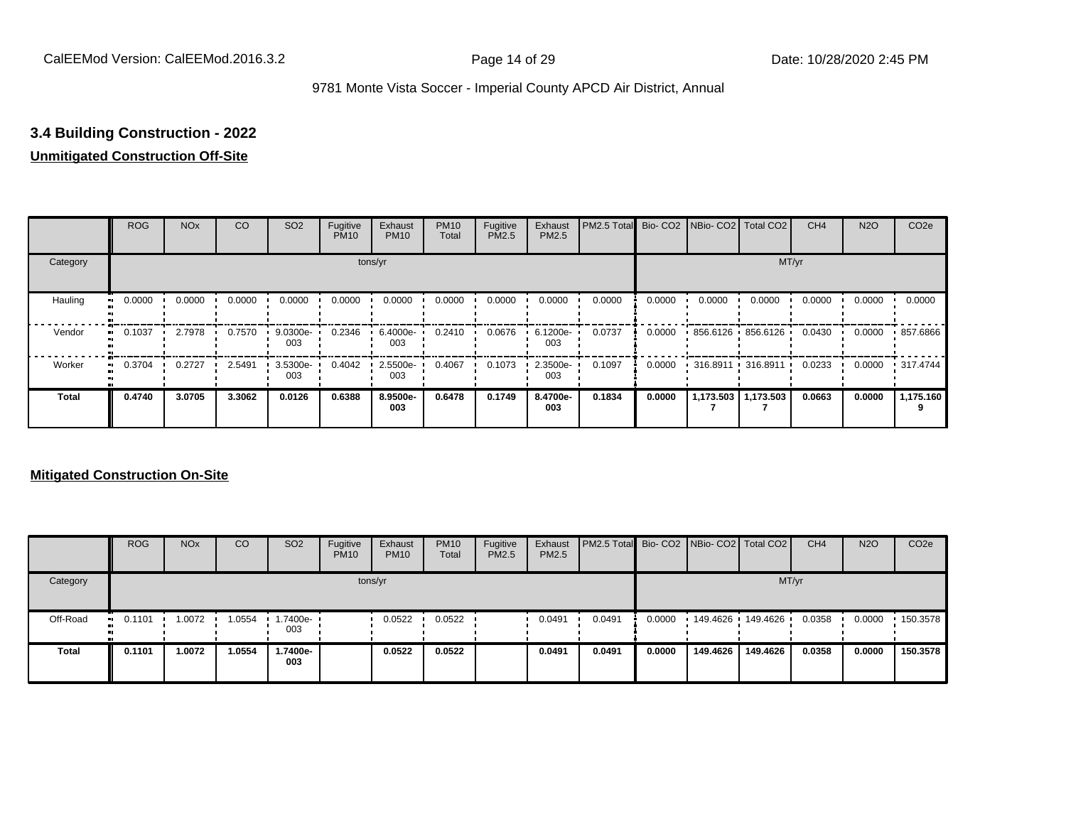## 3.4 Building Construction - 2022

**Unmitigated Construction Off-Site**

| | ROG | NOx | CO | SO2 | Fugitive PM10 | Exhaust PM10 | PM10 Total | Fugitive PM2.5 | Exhaust PM2.5 | PM2.5 Total | Bio- CO2 | NBio- CO2 | Total CO2 | CH4 | N2O | CO2e |
|---|---|---|---|---|---|---|---|---|---|---|---|---|---|---|---|---|
| Category | tons/yr | | | | | | | | | | MT/yr | | | | | |
| Hauling | 0.0000 | 0.0000 | 0.0000 | 0.0000 | 0.0000 | 0.0000 | 0.0000 | 0.0000 | 0.0000 | 0.0000 | 0.0000 | 0.0000 | 0.0000 | 0.0000 | 0.0000 | 0.0000 |
| Vendor | 0.1037 | 2.7978 | 0.7570 | 9.0300e-003 | 0.2346 | 6.4000e-003 | 0.2410 | 0.0676 | 6.1200e-003 | 0.0737 | 0.0000 | 856.6126 | 856.6126 | 0.0430 | 0.0000 | 857.6866 |
| Worker | 0.3704 | 0.2727 | 2.5491 | 3.5300e-003 | 0.4042 | 2.5500e-003 | 0.4067 | 0.1073 | 2.3500e-003 | 0.1097 | 0.0000 | 316.8911 | 316.8911 | 0.0233 | 0.0000 | 317.4744 |
| **Total** | **0.4740** | **3.0705** | **3.3062** | **0.0126** | **0.6388** | **8.9500e-003** | **0.6478** | **0.1749** | **8.4700e-003** | **0.1834** | **0.0000** | **1,173.5037** | **1,173.5037** | **0.0663** | **0.0000** | **1,175.1609** |

**Mitigated Construction On-Site**

| | ROG | NOx | CO | SO2 | Fugitive PM10 | Exhaust PM10 | PM10 Total | Fugitive PM2.5 | Exhaust PM2.5 | PM2.5 Total | Bio- CO2 | NBio- CO2 | Total CO2 | CH4 | N2O | CO2e |
|---|---|---|---|---|---|---|---|---|---|---|---|---|---|---|---|---|
| Category | tons/yr | | | | | | | | | | MT/yr | | | | | |
| Off-Road | 0.1101 | 1.0072 | 1.0554 | 1.7400e-003 | | 0.0522 | 0.0522 | | 0.0491 | 0.0491 | 0.0000 | 149.4626 | 149.4626 | 0.0358 | 0.0000 | 150.3578 |
| **Total** | **0.1101** | **1.0072** | **1.0554** | **1.7400e-003** | | **0.0522** | **0.0522** | | **0.0491** | **0.0491** | **0.0000** | **149.4626** | **149.4626** | **0.0358** | **0.0000** | **150.3578** |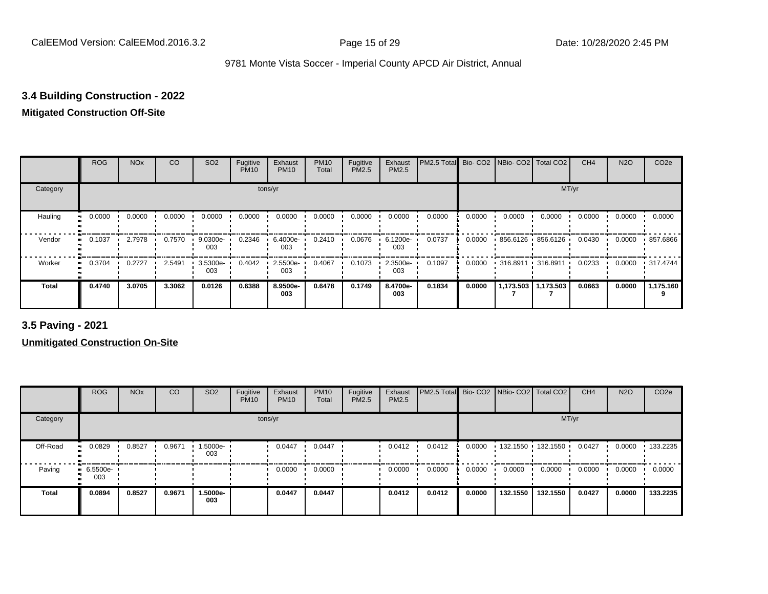### 3.4 Building Construction - 2022

**Mitigated Construction Off-Site**

| | ROG | NOx | CO | SO2 | Fugitive PM10 | Exhaust PM10 | PM10 Total | Fugitive PM2.5 | Exhaust PM2.5 | PM2.5 Total | Bio- CO2 | NBio- CO2 | Total CO2 | CH4 | N2O | CO2e |
|---|---|---|---|---|---|---|---|---|---|---|---|---|---|---|---|---|
| Category | tons/yr | | | | | | | | | | MT/yr | | | | | |
| Hauling | 0.0000 | 0.0000 | 0.0000 | 0.0000 | 0.0000 | 0.0000 | 0.0000 | 0.0000 | 0.0000 | 0.0000 | 0.0000 | 0.0000 | 0.0000 | 0.0000 | 0.0000 | 0.0000 |
| Vendor | 0.1037 | 2.7978 | 0.7570 | 9.0300e-003 | 0.2346 | 6.4000e-003 | 0.2410 | 0.0676 | 6.1200e-003 | 0.0737 | 0.0000 | 856.6126 | 856.6126 | 0.0430 | 0.0000 | 857.6866 |
| Worker | 0.3704 | 0.2727 | 2.5491 | 3.5300e-003 | 0.4042 | 2.5500e-003 | 0.4067 | 0.1073 | 2.3500e-003 | 0.1097 | 0.0000 | 316.8911 | 316.8911 | 0.0233 | 0.0000 | 317.4744 |
| **Total** | **0.4740** | **3.0705** | **3.3062** | **0.0126** | **0.6388** | **8.9500e-003** | **0.6478** | **0.1749** | **8.4700e-003** | **0.1834** | **0.0000** | **1,173.5037** | **1,173.5037** | **0.0663** | **0.0000** | **1,175.1609** |

### 3.5 Paving - 2021

**Unmitigated Construction On-Site**

| | ROG | NOx | CO | SO2 | Fugitive PM10 | Exhaust PM10 | PM10 Total | Fugitive PM2.5 | Exhaust PM2.5 | PM2.5 Total | Bio- CO2 | NBio- CO2 | Total CO2 | CH4 | N2O | CO2e |
|---|---|---|---|---|---|---|---|---|---|---|---|---|---|---|---|---|
| Category | tons/yr | | | | | | | | | | MT/yr | | | | | |
| Off-Road | 0.0829 | 0.8527 | 0.9671 | 1.5000e-003 | | 0.0447 | 0.0447 | | 0.0412 | 0.0412 | 0.0000 | 132.1550 | 132.1550 | 0.0427 | 0.0000 | 133.2235 |
| Paving | 6.5500e-003 | | | | | 0.0000 | 0.0000 | | 0.0000 | 0.0000 | 0.0000 | 0.0000 | 0.0000 | 0.0000 | 0.0000 | 0.0000 |
| **Total** | **0.0894** | **0.8527** | **0.9671** | **1.5000e-003** | | **0.0447** | **0.0447** | | **0.0412** | **0.0412** | **0.0000** | **132.1550** | **132.1550** | **0.0427** | **0.0000** | **133.2235** |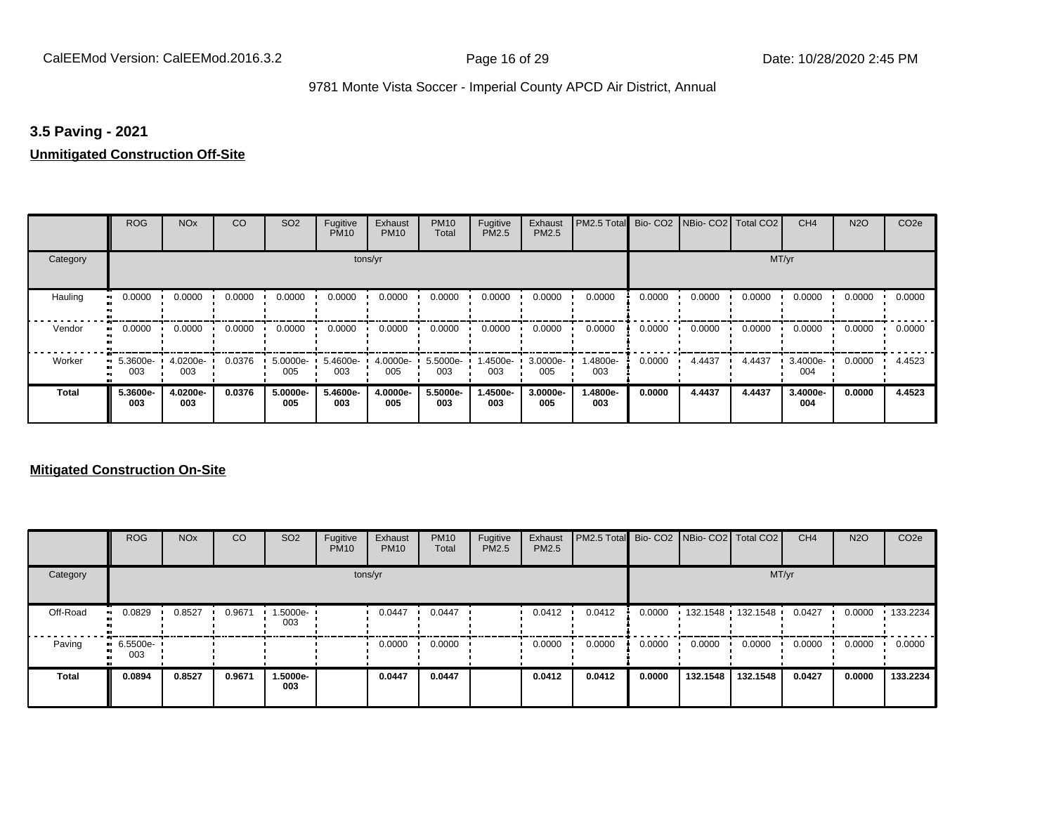### 3.5 Paving - 2021

**Unmitigated Construction Off-Site**

| | ROG | NOx | CO | SO2 | Fugitive PM10 | Exhaust PM10 | PM10 Total | Fugitive PM2.5 | Exhaust PM2.5 | PM2.5 Total | Bio- CO2 | NBio- CO2 | Total CO2 | CH4 | N2O | CO2e |
|---|---|---|---|---|---|---|---|---|---|---|---|---|---|---|---|---|
| Category | tons/yr | | | | | | | | | | MT/yr | | | | | |
| Hauling | 0.0000 | 0.0000 | 0.0000 | 0.0000 | 0.0000 | 0.0000 | 0.0000 | 0.0000 | 0.0000 | 0.0000 | 0.0000 | 0.0000 | 0.0000 | 0.0000 | 0.0000 | 0.0000 |
| Vendor | 0.0000 | 0.0000 | 0.0000 | 0.0000 | 0.0000 | 0.0000 | 0.0000 | 0.0000 | 0.0000 | 0.0000 | 0.0000 | 0.0000 | 0.0000 | 0.0000 | 0.0000 | 0.0000 |
| Worker | 5.3600e-003 | 4.0200e-003 | 0.0376 | 5.0000e-005 | 5.4600e-003 | 4.0000e-005 | 5.5000e-003 | 1.4500e-003 | 3.0000e-005 | 1.4800e-003 | 0.0000 | 4.4437 | 4.4437 | 3.4000e-004 | 0.0000 | 4.4523 |
| **Total** | **5.3600e-003** | **4.0200e-003** | **0.0376** | **5.0000e-005** | **5.4600e-003** | **4.0000e-005** | **5.5000e-003** | **1.4500e-003** | **3.0000e-005** | **1.4800e-003** | **0.0000** | **4.4437** | **4.4437** | **3.4000e-004** | **0.0000** | **4.4523** |

**Mitigated Construction On-Site**

| | ROG | NOx | CO | SO2 | Fugitive PM10 | Exhaust PM10 | PM10 Total | Fugitive PM2.5 | Exhaust PM2.5 | PM2.5 Total | Bio- CO2 | NBio- CO2 | Total CO2 | CH4 | N2O | CO2e |
|---|---|---|---|---|---|---|---|---|---|---|---|---|---|---|---|---|
| Category | tons/yr | | | | | | | | | | MT/yr | | | | | |
| Off-Road | 0.0829 | 0.8527 | 0.9671 | 1.5000e-003 | | 0.0447 | 0.0447 | | 0.0412 | 0.0412 | 0.0000 | 132.1548 | 132.1548 | 0.0427 | 0.0000 | 133.2234 |
| Paving | 6.5500e-003 | | | | | 0.0000 | 0.0000 | | 0.0000 | 0.0000 | 0.0000 | 0.0000 | 0.0000 | 0.0000 | 0.0000 | 0.0000 |
| **Total** | **0.0894** | **0.8527** | **0.9671** | **1.5000e-003** | | **0.0447** | **0.0447** | | **0.0412** | **0.0412** | **0.0000** | **132.1548** | **132.1548** | **0.0427** | **0.0000** | **133.2234** |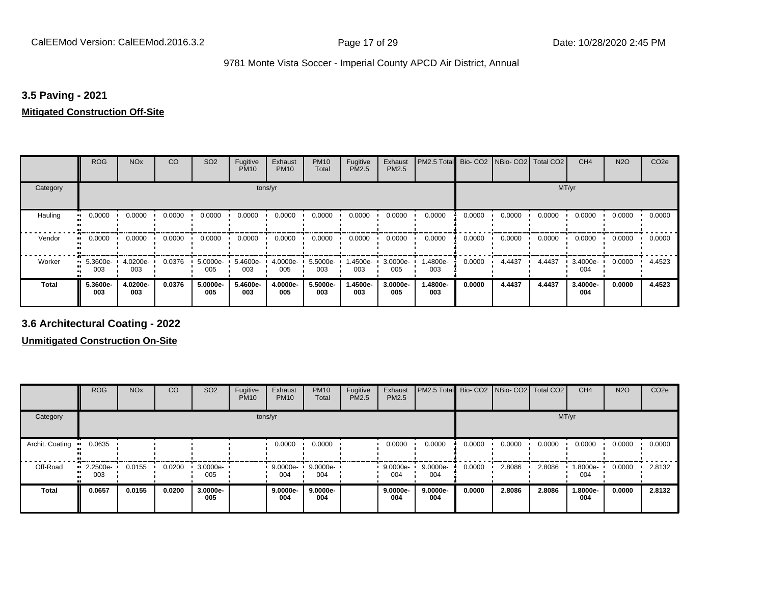### 3.5 Paving - 2021

**Mitigated Construction Off-Site**

| | ROG | NOx | CO | SO2 | Fugitive PM10 | Exhaust PM10 | PM10 Total | Fugitive PM2.5 | Exhaust PM2.5 | PM2.5 Total | Bio- CO2 | NBio- CO2 | Total CO2 | CH4 | N2O | CO2e |
|---|---|---|---|---|---|---|---|---|---|---|---|---|---|---|---|---|
| Category | tons/yr | | | | | | | | | | MT/yr | | | | | |
| Hauling | 0.0000 | 0.0000 | 0.0000 | 0.0000 | 0.0000 | 0.0000 | 0.0000 | 0.0000 | 0.0000 | 0.0000 | 0.0000 | 0.0000 | 0.0000 | 0.0000 | 0.0000 | 0.0000 |
| Vendor | 0.0000 | 0.0000 | 0.0000 | 0.0000 | 0.0000 | 0.0000 | 0.0000 | 0.0000 | 0.0000 | 0.0000 | 0.0000 | 0.0000 | 0.0000 | 0.0000 | 0.0000 | 0.0000 |
| Worker | 5.3600e-003 | 4.0200e-003 | 0.0376 | 5.0000e-005 | 5.4600e-003 | 4.0000e-005 | 5.5000e-003 | 1.4500e-003 | 3.0000e-005 | 1.4800e-003 | 0.0000 | 4.4437 | 4.4437 | 3.4000e-004 | 0.0000 | 4.4523 |
| **Total** | **5.3600e-003** | **4.0200e-003** | **0.0376** | **5.0000e-005** | **5.4600e-003** | **4.0000e-005** | **5.5000e-003** | **1.4500e-003** | **3.0000e-005** | **1.4800e-003** | **0.0000** | **4.4437** | **4.4437** | **3.4000e-004** | **0.0000** | **4.4523** |

### 3.6 Architectural Coating - 2022

**Unmitigated Construction On-Site**

| | ROG | NOx | CO | SO2 | Fugitive PM10 | Exhaust PM10 | PM10 Total | Fugitive PM2.5 | Exhaust PM2.5 | PM2.5 Total | Bio- CO2 | NBio- CO2 | Total CO2 | CH4 | N2O | CO2e |
|---|---|---|---|---|---|---|---|---|---|---|---|---|---|---|---|---|
| Category | tons/yr | | | | | | | | | | MT/yr | | | | | |
| Archit. Coating | 0.0635 | | | | | 0.0000 | 0.0000 | | 0.0000 | 0.0000 | 0.0000 | 0.0000 | 0.0000 | 0.0000 | 0.0000 | 0.0000 |
| Off-Road | 2.2500e-003 | 0.0155 | 0.0200 | 3.0000e-005 | | 9.0000e-004 | 9.0000e-004 | | 9.0000e-004 | 9.0000e-004 | 0.0000 | 2.8086 | 2.8086 | 1.8000e-004 | 0.0000 | 2.8132 |
| **Total** | **0.0657** | **0.0155** | **0.0200** | **3.0000e-005** | | **9.0000e-004** | **9.0000e-004** | | **9.0000e-004** | **9.0000e-004** | **0.0000** | **2.8086** | **2.8086** | **1.8000e-004** | **0.0000** | **2.8132** |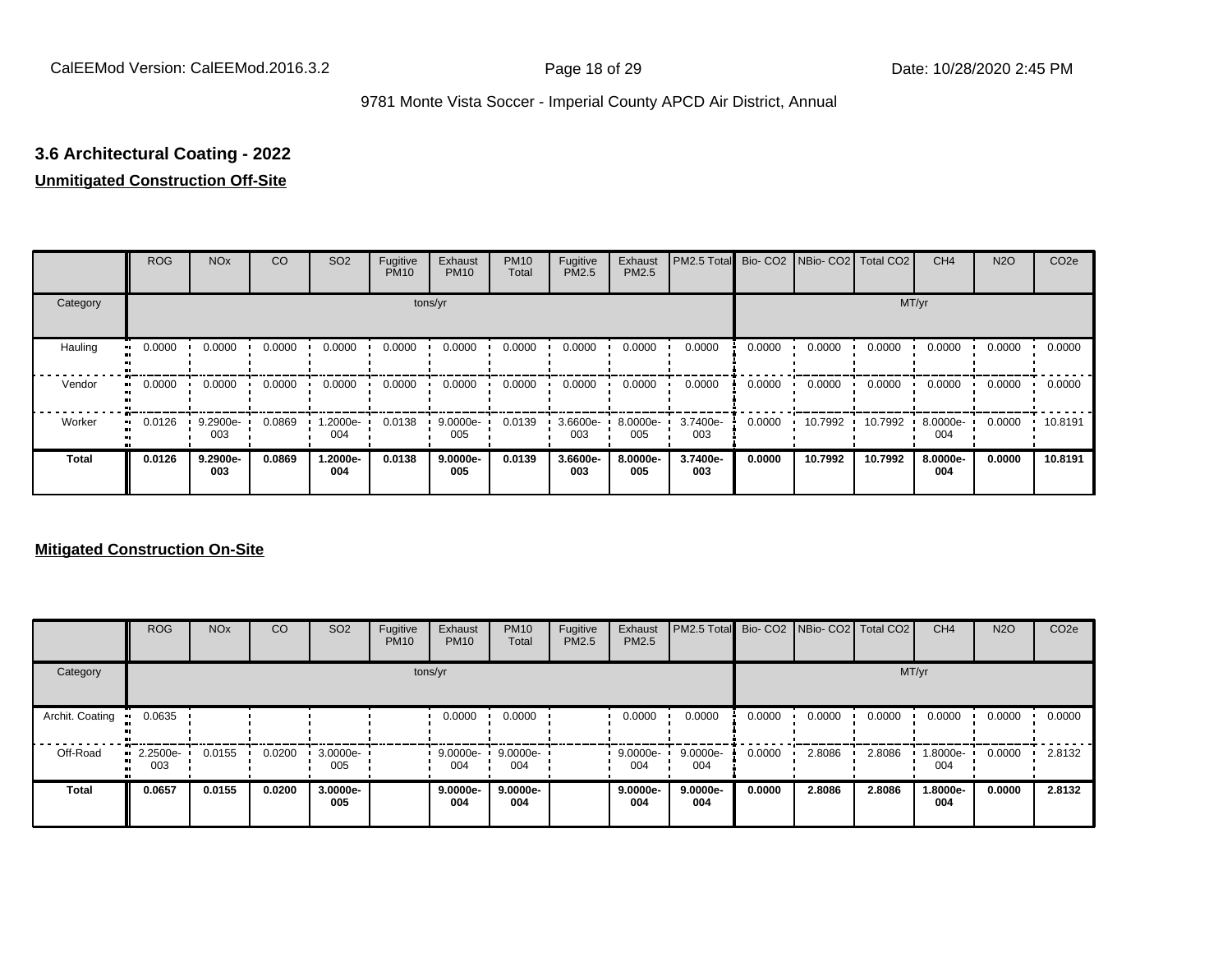### 3.6 Architectural Coating - 2022

**Unmitigated Construction Off-Site**

| | ROG | NOx | CO | SO2 | Fugitive PM10 | Exhaust PM10 | PM10 Total | Fugitive PM2.5 | Exhaust PM2.5 | PM2.5 Total | Bio- CO2 | NBio- CO2 | Total CO2 | CH4 | N2O | CO2e |
|---|---|---|---|---|---|---|---|---|---|---|---|---|---|---|---|---|
| Category | tons/yr | | | | | | | | | | MT/yr | | | | | |
| Hauling | 0.0000 | 0.0000 | 0.0000 | 0.0000 | 0.0000 | 0.0000 | 0.0000 | 0.0000 | 0.0000 | 0.0000 | 0.0000 | 0.0000 | 0.0000 | 0.0000 | 0.0000 | 0.0000 |
| Vendor | 0.0000 | 0.0000 | 0.0000 | 0.0000 | 0.0000 | 0.0000 | 0.0000 | 0.0000 | 0.0000 | 0.0000 | 0.0000 | 0.0000 | 0.0000 | 0.0000 | 0.0000 | 0.0000 |
| Worker | 0.0126 | 9.2900e-003 | 0.0869 | 1.2000e-004 | 0.0138 | 9.0000e-005 | 0.0139 | 3.6600e-003 | 8.0000e-005 | 3.7400e-003 | 0.0000 | 10.7992 | 10.7992 | 8.0000e-004 | 0.0000 | 10.8191 |
| **Total** | **0.0126** | **9.2900e-003** | **0.0869** | **1.2000e-004** | **0.0138** | **9.0000e-005** | **0.0139** | **3.6600e-003** | **8.0000e-005** | **3.7400e-003** | **0.0000** | **10.7992** | **10.7992** | **8.0000e-004** | **0.0000** | **10.8191** |

**Mitigated Construction On-Site**

| | ROG | NOx | CO | SO2 | Fugitive PM10 | Exhaust PM10 | PM10 Total | Fugitive PM2.5 | Exhaust PM2.5 | PM2.5 Total | Bio- CO2 | NBio- CO2 | Total CO2 | CH4 | N2O | CO2e |
|---|---|---|---|---|---|---|---|---|---|---|---|---|---|---|---|---|
| Category | tons/yr | | | | | | | | | | MT/yr | | | | | |
| Archit. Coating | 0.0635 | | | | | 0.0000 | 0.0000 | | 0.0000 | 0.0000 | 0.0000 | 0.0000 | 0.0000 | 0.0000 | 0.0000 | 0.0000 |
| Off-Road | 2.2500e-003 | 0.0155 | 0.0200 | 3.0000e-005 | | 9.0000e-004 | 9.0000e-004 | | 9.0000e-004 | 9.0000e-004 | 0.0000 | 2.8086 | 2.8086 | 1.8000e-004 | 0.0000 | 2.8132 |
| **Total** | **0.0657** | **0.0155** | **0.0200** | **3.0000e-005** | | **9.0000e-004** | **9.0000e-004** | | **9.0000e-004** | **9.0000e-004** | **0.0000** | **2.8086** | **2.8086** | **1.8000e-004** | **0.0000** | **2.8132** |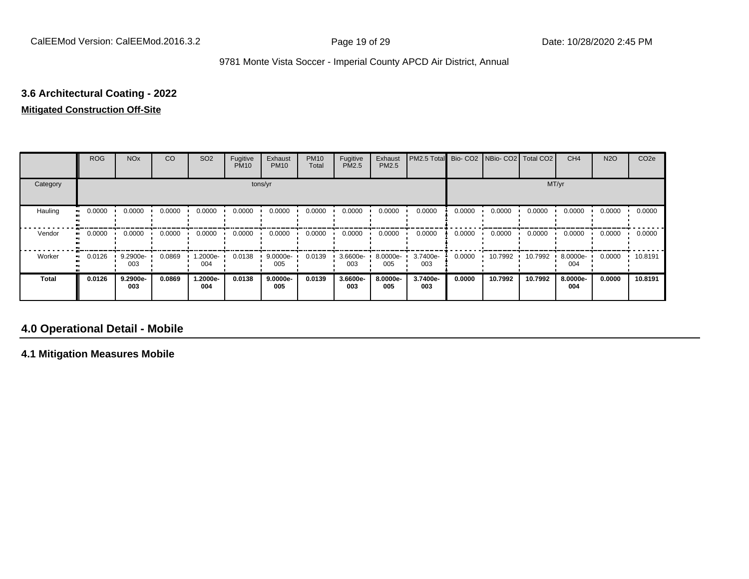### 3.6 Architectural Coating - 2022

**Mitigated Construction Off-Site**

| | ROG | NOx | CO | SO2 | Fugitive PM10 | Exhaust PM10 | PM10 Total | Fugitive PM2.5 | Exhaust PM2.5 | PM2.5 Total | Bio- CO2 | NBio- CO2 | Total CO2 | CH4 | N2O | CO2e |
|---|---|---|---|---|---|---|---|---|---|---|---|---|---|---|---|---|
| Category | tons/yr | | | | | | | | | | MT/yr | | | | | |
| Hauling | 0.0000 | 0.0000 | 0.0000 | 0.0000 | 0.0000 | 0.0000 | 0.0000 | 0.0000 | 0.0000 | 0.0000 | 0.0000 | 0.0000 | 0.0000 | 0.0000 | 0.0000 | 0.0000 |
| Vendor | 0.0000 | 0.0000 | 0.0000 | 0.0000 | 0.0000 | 0.0000 | 0.0000 | 0.0000 | 0.0000 | 0.0000 | 0.0000 | 0.0000 | 0.0000 | 0.0000 | 0.0000 | 0.0000 |
| Worker | 0.0126 | 9.2900e-003 | 0.0869 | 1.2000e-004 | 0.0138 | 9.0000e-005 | 0.0139 | 3.6600e-003 | 8.0000e-005 | 3.7400e-003 | 0.0000 | 10.7992 | 10.7992 | 8.0000e-004 | 0.0000 | 10.8191 |
| **Total** | **0.0126** | **9.2900e-003** | **0.0869** | **1.2000e-004** | **0.0138** | **9.0000e-005** | **0.0139** | **3.6600e-003** | **8.0000e-005** | **3.7400e-003** | **0.0000** | **10.7992** | **10.7992** | **8.0000e-004** | **0.0000** | **10.8191** |

## 4.0 Operational Detail - Mobile

### 4.1 Mitigation Measures Mobile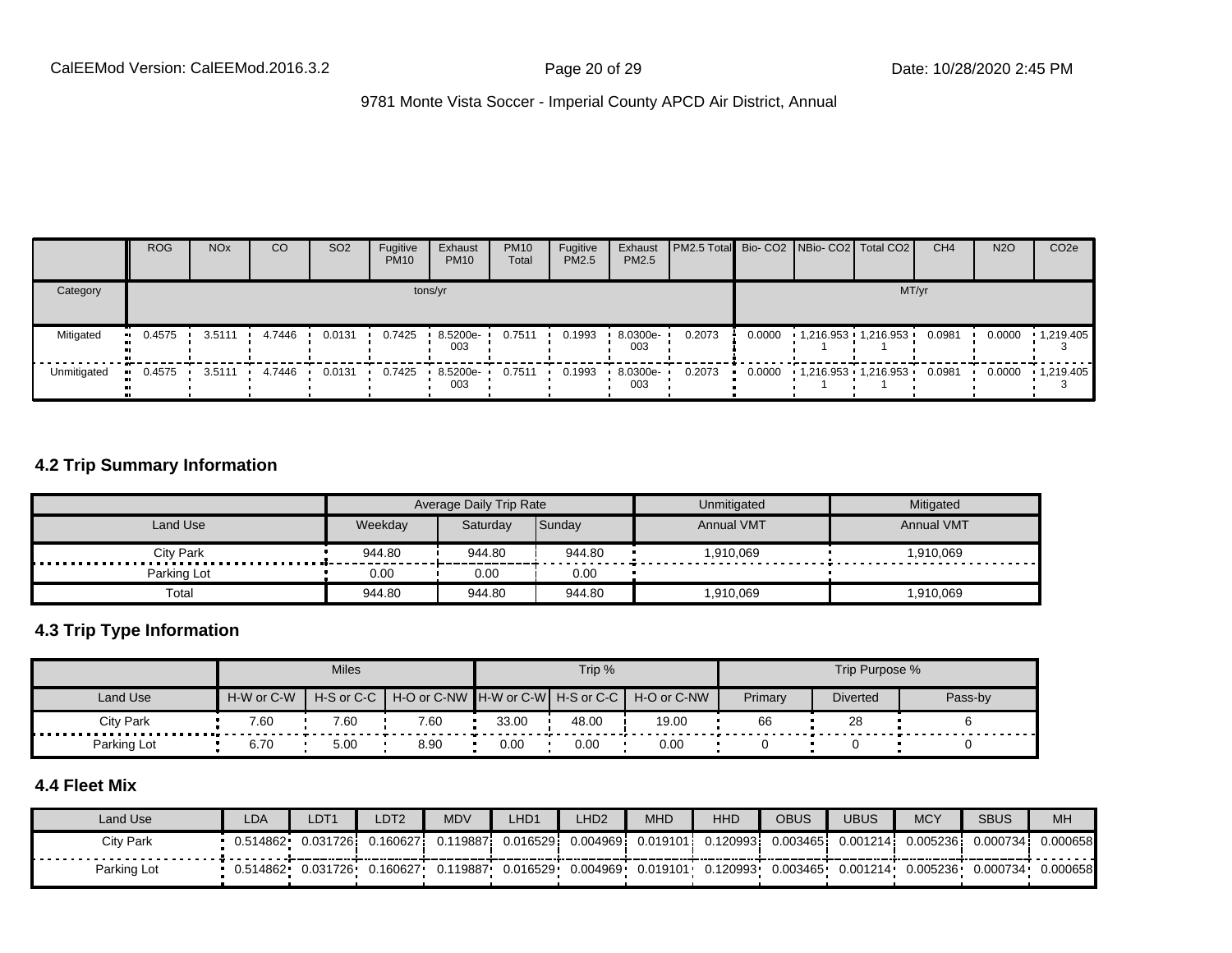9781 Monte Vista Soccer - Imperial County APCD Air District, Annual

| | ROG | NOx | CO | SO2 | Fugitive PM10 | Exhaust PM10 | PM10 Total | Fugitive PM2.5 | Exhaust PM2.5 | PM2.5 Total | Bio- CO2 | NBio- CO2 | Total CO2 | CH4 | N2O | CO2e |
|---|---|---|---|---|---|---|---|---|---|---|---|---|---|---|---|---|
| Category | tons/yr | | | | | | | | | | MT/yr | | | | | |
| Mitigated | 0.4575 | 3.5111 | 4.7446 | 0.0131 | 0.7425 | 8.5200e-003 | 0.7511 | 0.1993 | 8.0300e-003 | 0.2073 | 0.0000 | 1,216.9531 | 1,216.9531 | 0.0981 | 0.0000 | 1,219.4053 |
| Unmitigated | 0.4575 | 3.5111 | 4.7446 | 0.0131 | 0.7425 | 8.5200e-003 | 0.7511 | 0.1993 | 8.0300e-003 | 0.2073 | 0.0000 | 1,216.9531 | 1,216.9531 | 0.0981 | 0.0000 | 1,219.4053 |

## 4.2 Trip Summary Information

| | Average Daily Trip Rate | | | Unmitigated | Mitigated |
|---|---|---|---|---|---|
| Land Use | Weekday | Saturday | Sunday | Annual VMT | Annual VMT |
| City Park | 944.80 | 944.80 | 944.80 | 1,910,069 | 1,910,069 |
| Parking Lot | 0.00 | 0.00 | 0.00 | | |
| Total | 944.80 | 944.80 | 944.80 | 1,910,069 | 1,910,069 |

## 4.3 Trip Type Information

| | Miles | | | Trip % | | | Trip Purpose % | | |
|---|---|---|---|---|---|---|---|---|---|
| Land Use | H-W or C-W | H-S or C-C | H-O or C-NW | H-W or C-W | H-S or C-C | H-O or C-NW | Primary | Diverted | Pass-by |
| City Park | 7.60 | 7.60 | 7.60 | 33.00 | 48.00 | 19.00 | 66 | 28 | 6 |
| Parking Lot | 6.70 | 5.00 | 8.90 | 0.00 | 0.00 | 0.00 | 0 | 0 | 0 |

## 4.4 Fleet Mix

| Land Use | LDA | LDT1 | LDT2 | MDV | LHD1 | LHD2 | MHD | HHD | OBUS | UBUS | MCY | SBUS | MH |
|---|---|---|---|---|---|---|---|---|---|---|---|---|---|
| City Park | 0.514862 | 0.031726 | 0.160627 | 0.119887 | 0.016529 | 0.004969 | 0.019101 | 0.120993 | 0.003465 | 0.001214 | 0.005236 | 0.000734 | 0.000658 |
| Parking Lot | 0.514862 | 0.031726 | 0.160627 | 0.119887 | 0.016529 | 0.004969 | 0.019101 | 0.120993 | 0.003465 | 0.001214 | 0.005236 | 0.000734 | 0.000658 |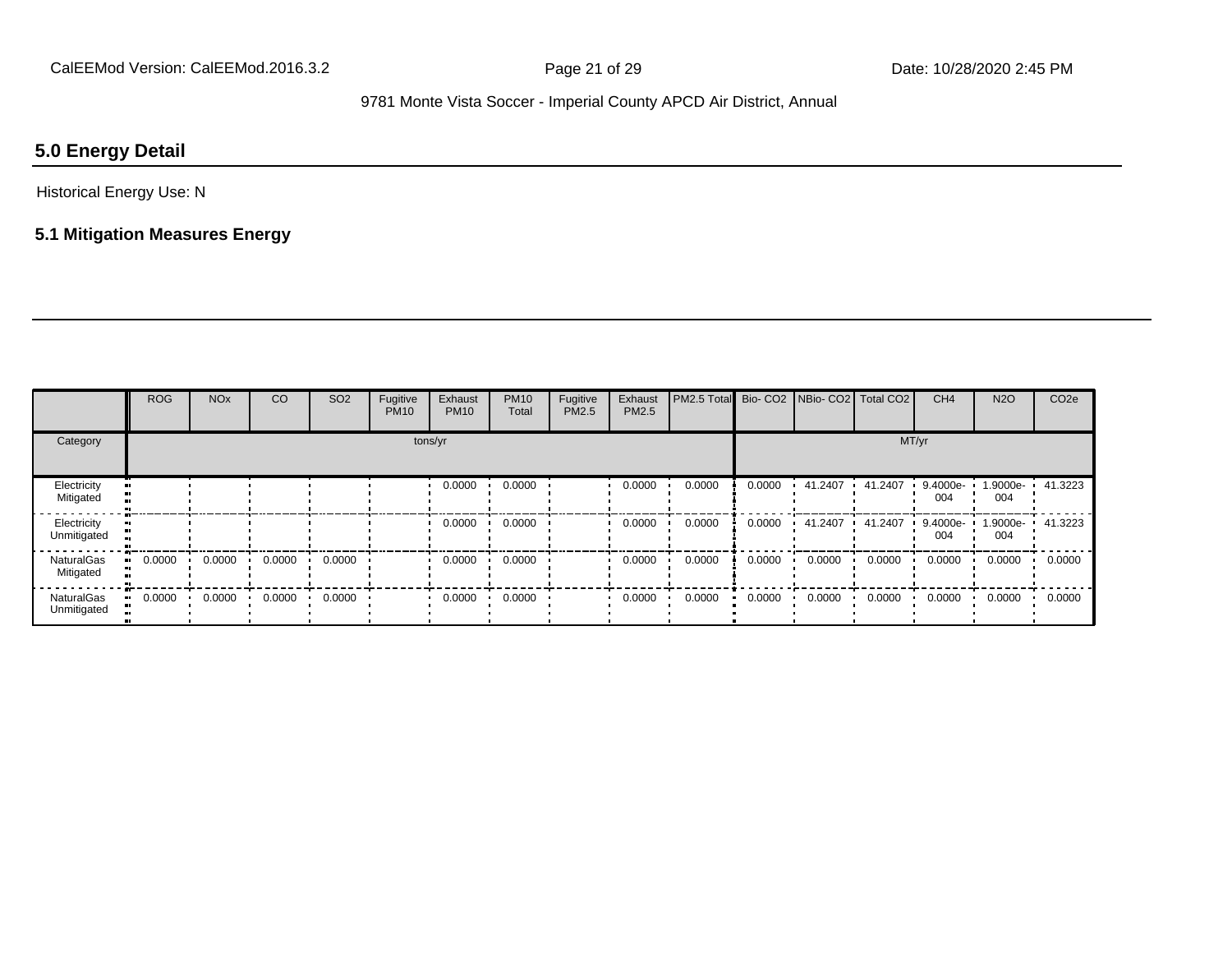## 5.0 Energy Detail

Historical Energy Use: N

### 5.1 Mitigation Measures Energy

| | ROG | NOx | CO | SO2 | Fugitive PM10 | Exhaust PM10 | PM10 Total | Fugitive PM2.5 | Exhaust PM2.5 | PM2.5 Total | Bio- CO2 | NBio- CO2 | Total CO2 | CH4 | N2O | CO2e |
|---|---|---|---|---|---|---|---|---|---|---|---|---|---|---|---|---|
| Category | tons/yr | | | | | | | | | | MT/yr | | | | | |
| Electricity Mitigated | | | | | | 0.0000 | 0.0000 | | 0.0000 | 0.0000 | 0.0000 | 41.2407 | 41.2407 | 9.4000e-004 | 1.9000e-004 | 41.3223 |
| Electricity Unmitigated | | | | | | 0.0000 | 0.0000 | | 0.0000 | 0.0000 | 0.0000 | 41.2407 | 41.2407 | 9.4000e-004 | 1.9000e-004 | 41.3223 |
| NaturalGas Mitigated | 0.0000 | 0.0000 | 0.0000 | 0.0000 | | 0.0000 | 0.0000 | | 0.0000 | 0.0000 | 0.0000 | 0.0000 | 0.0000 | 0.0000 | 0.0000 | 0.0000 |
| NaturalGas Unmitigated | 0.0000 | 0.0000 | 0.0000 | 0.0000 | | 0.0000 | 0.0000 | | 0.0000 | 0.0000 | 0.0000 | 0.0000 | 0.0000 | 0.0000 | 0.0000 | 0.0000 |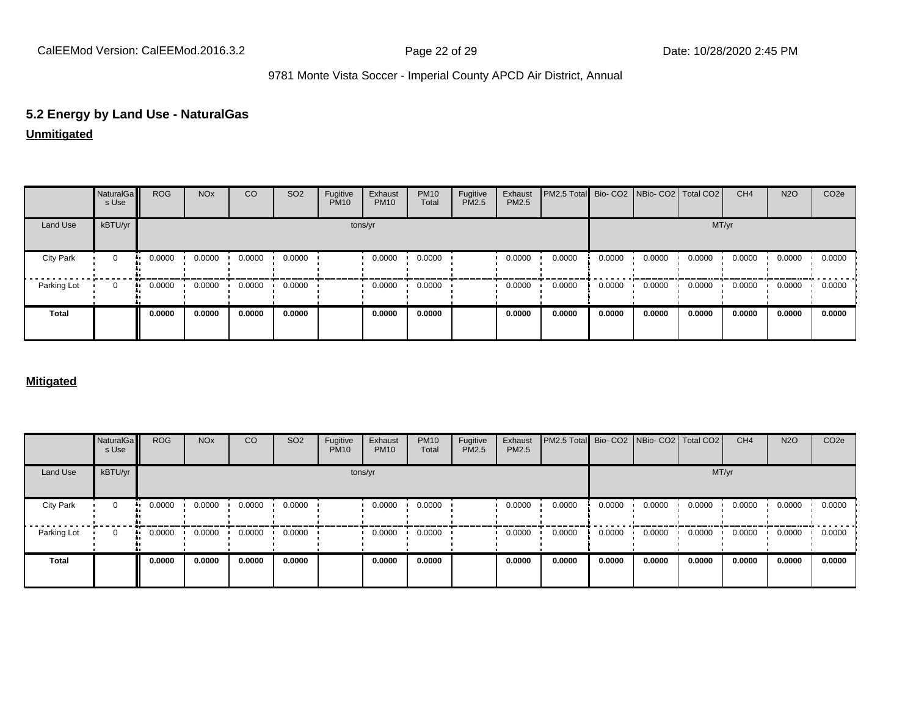## 5.2 Energy by Land Use - NaturalGas

**Unmitigated**

| | NaturalGas Use | ROG | NOx | CO | SO2 | Fugitive PM10 | Exhaust PM10 | PM10 Total | Fugitive PM2.5 | Exhaust PM2.5 | PM2.5 Total | Bio- CO2 | NBio- CO2 | Total CO2 | CH4 | N2O | CO2e |
|---|---|---|---|---|---|---|---|---|---|---|---|---|---|---|---|---|---|
| Land Use | kBTU/yr | tons/yr | | | | | | | | | | MT/yr | | | | | |
| City Park | 0 | 0.0000 | 0.0000 | 0.0000 | 0.0000 | | 0.0000 | 0.0000 | | 0.0000 | 0.0000 | 0.0000 | 0.0000 | 0.0000 | 0.0000 | 0.0000 | 0.0000 |
| Parking Lot | 0 | 0.0000 | 0.0000 | 0.0000 | 0.0000 | | 0.0000 | 0.0000 | | 0.0000 | 0.0000 | 0.0000 | 0.0000 | 0.0000 | 0.0000 | 0.0000 | 0.0000 |
| **Total** | | **0.0000** | **0.0000** | **0.0000** | **0.0000** | | **0.0000** | **0.0000** | | **0.0000** | **0.0000** | **0.0000** | **0.0000** | **0.0000** | **0.0000** | **0.0000** | **0.0000** |

**Mitigated**

| | NaturalGas Use | ROG | NOx | CO | SO2 | Fugitive PM10 | Exhaust PM10 | PM10 Total | Fugitive PM2.5 | Exhaust PM2.5 | PM2.5 Total | Bio- CO2 | NBio- CO2 | Total CO2 | CH4 | N2O | CO2e |
|---|---|---|---|---|---|---|---|---|---|---|---|---|---|---|---|---|---|
| Land Use | kBTU/yr | tons/yr | | | | | | | | | | MT/yr | | | | | |
| City Park | 0 | 0.0000 | 0.0000 | 0.0000 | 0.0000 | | 0.0000 | 0.0000 | | 0.0000 | 0.0000 | 0.0000 | 0.0000 | 0.0000 | 0.0000 | 0.0000 | 0.0000 |
| Parking Lot | 0 | 0.0000 | 0.0000 | 0.0000 | 0.0000 | | 0.0000 | 0.0000 | | 0.0000 | 0.0000 | 0.0000 | 0.0000 | 0.0000 | 0.0000 | 0.0000 | 0.0000 |
| **Total** | | **0.0000** | **0.0000** | **0.0000** | **0.0000** | | **0.0000** | **0.0000** | | **0.0000** | **0.0000** | **0.0000** | **0.0000** | **0.0000** | **0.0000** | **0.0000** | **0.0000** |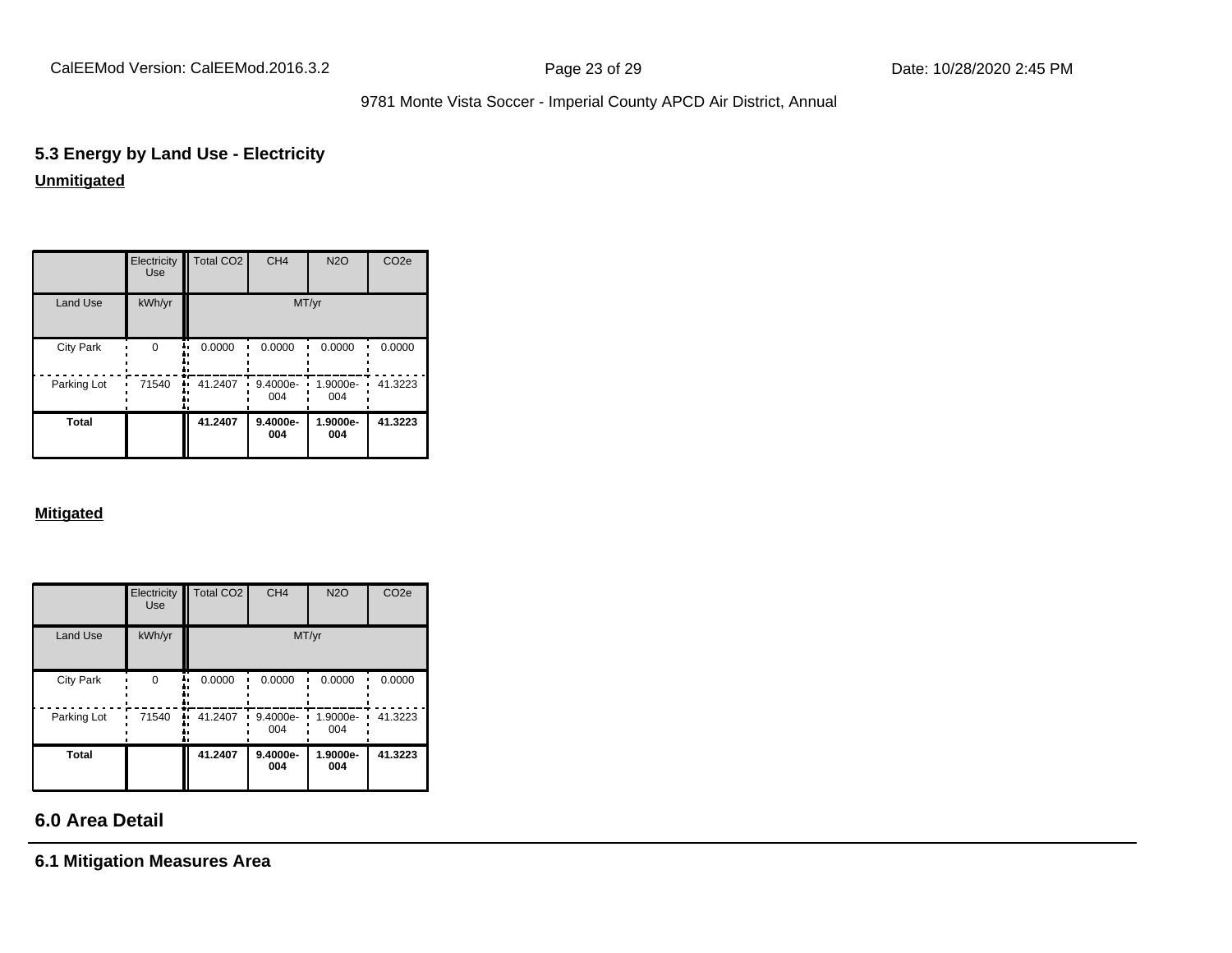## 5.3 Energy by Land Use - Electricity

**Unmitigated**

| | Electricity Use | Total CO2 | CH4 | N2O | CO2e |
|---|---|---|---|---|---|
| Land Use | kWh/yr | MT/yr | | | |
| City Park | 0 | 0.0000 | 0.0000 | 0.0000 | 0.0000 |
| Parking Lot | 71540 | 41.2407 | 9.4000e-004 | 1.9000e-004 | 41.3223 |
| **Total** | | **41.2407** | **9.4000e-004** | **1.9000e-004** | **41.3223** |

**Mitigated**

| | Electricity Use | Total CO2 | CH4 | N2O | CO2e |
|---|---|---|---|---|---|
| Land Use | kWh/yr | MT/yr | | | |
| City Park | 0 | 0.0000 | 0.0000 | 0.0000 | 0.0000 |
| Parking Lot | 71540 | 41.2407 | 9.4000e-004 | 1.9000e-004 | 41.3223 |
| **Total** | | **41.2407** | **9.4000e-004** | **1.9000e-004** | **41.3223** |

## 6.0 Area Detail

### 6.1 Mitigation Measures Area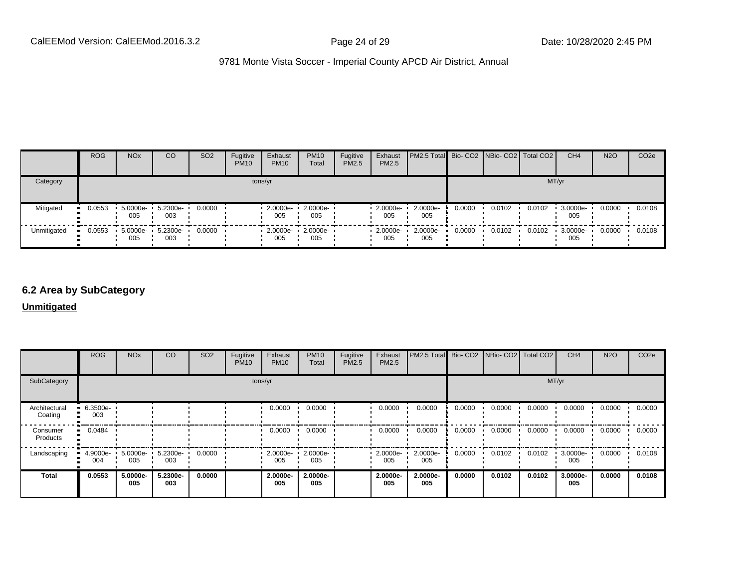| | ROG | NOx | CO | SO2 | Fugitive PM10 | Exhaust PM10 | PM10 Total | Fugitive PM2.5 | Exhaust PM2.5 | PM2.5 Total | Bio- CO2 | NBio- CO2 | Total CO2 | CH4 | N2O | CO2e |
|---|---|---|---|---|---|---|---|---|---|---|---|---|---|---|---|---|
| Category | tons/yr | | | | | | | | | | MT/yr | | | | | |
| Mitigated | 0.0553 | 5.0000e-005 | 5.2300e-003 | 0.0000 | | 2.0000e-005 | 2.0000e-005 | | 2.0000e-005 | 2.0000e-005 | 0.0000 | 0.0102 | 0.0102 | 3.0000e-005 | 0.0000 | 0.0108 |
| Unmitigated | 0.0553 | 5.0000e-005 | 5.2300e-003 | 0.0000 | | 2.0000e-005 | 2.0000e-005 | | 2.0000e-005 | 2.0000e-005 | 0.0000 | 0.0102 | 0.0102 | 3.0000e-005 | 0.0000 | 0.0108 |

## 6.2 Area by SubCategory

**Unmitigated**

| | ROG | NOx | CO | SO2 | Fugitive PM10 | Exhaust PM10 | PM10 Total | Fugitive PM2.5 | Exhaust PM2.5 | PM2.5 Total | Bio- CO2 | NBio- CO2 | Total CO2 | CH4 | N2O | CO2e |
|---|---|---|---|---|---|---|---|---|---|---|---|---|---|---|---|---|
| SubCategory | tons/yr | | | | | | | | | | MT/yr | | | | | |
| Architectural Coating | 6.3500e-003 | | | | | 0.0000 | 0.0000 | | 0.0000 | 0.0000 | 0.0000 | 0.0000 | 0.0000 | 0.0000 | 0.0000 | 0.0000 |
| Consumer Products | 0.0484 | | | | | 0.0000 | 0.0000 | | 0.0000 | 0.0000 | 0.0000 | 0.0000 | 0.0000 | 0.0000 | 0.0000 | 0.0000 |
| Landscaping | 4.9000e-004 | 5.0000e-005 | 5.2300e-003 | 0.0000 | | 2.0000e-005 | 2.0000e-005 | | 2.0000e-005 | 2.0000e-005 | 0.0000 | 0.0102 | 0.0102 | 3.0000e-005 | 0.0000 | 0.0108 |
| **Total** | **0.0553** | **5.0000e-005** | **5.2300e-003** | **0.0000** | | **2.0000e-005** | **2.0000e-005** | | **2.0000e-005** | **2.0000e-005** | **0.0000** | **0.0102** | **0.0102** | **3.0000e-005** | **0.0000** | **0.0108** |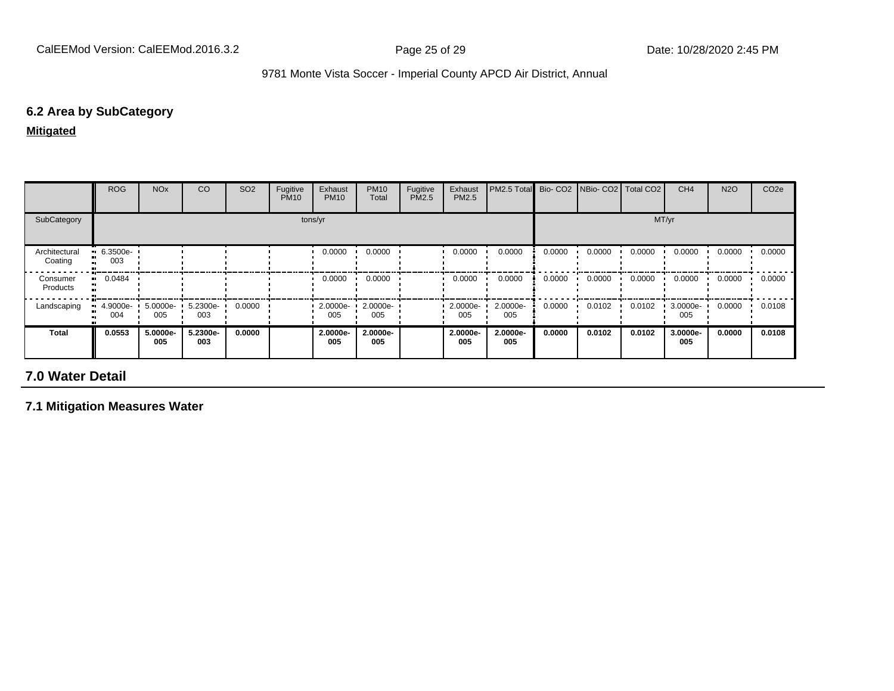### 6.2 Area by SubCategory

**Mitigated**

| | ROG | NOx | CO | SO2 | Fugitive PM10 | Exhaust PM10 | PM10 Total | Fugitive PM2.5 | Exhaust PM2.5 | PM2.5 Total | Bio- CO2 | NBio- CO2 | Total CO2 | CH4 | N2O | CO2e |
|---|---|---|---|---|---|---|---|---|---|---|---|---|---|---|---|---|
| SubCategory | tons/yr | | | | | | | | | | MT/yr | | | | | |
| Architectural Coating | 6.3500e-003 | | | | | 0.0000 | 0.0000 | | 0.0000 | 0.0000 | 0.0000 | 0.0000 | 0.0000 | 0.0000 | 0.0000 | 0.0000 |
| Consumer Products | 0.0484 | | | | | 0.0000 | 0.0000 | | 0.0000 | 0.0000 | 0.0000 | 0.0000 | 0.0000 | 0.0000 | 0.0000 | 0.0000 |
| Landscaping | 4.9000e-004 | 5.0000e-005 | 5.2300e-003 | 0.0000 | | 2.0000e-005 | 2.0000e-005 | | 2.0000e-005 | 2.0000e-005 | 0.0000 | 0.0102 | 0.0102 | 3.0000e-005 | 0.0000 | 0.0108 |
| **Total** | **0.0553** | **5.0000e-005** | **5.2300e-003** | **0.0000** | | **2.0000e-005** | **2.0000e-005** | | **2.0000e-005** | **2.0000e-005** | **0.0000** | **0.0102** | **0.0102** | **3.0000e-005** | **0.0000** | **0.0108** |

## 7.0 Water Detail

### 7.1 Mitigation Measures Water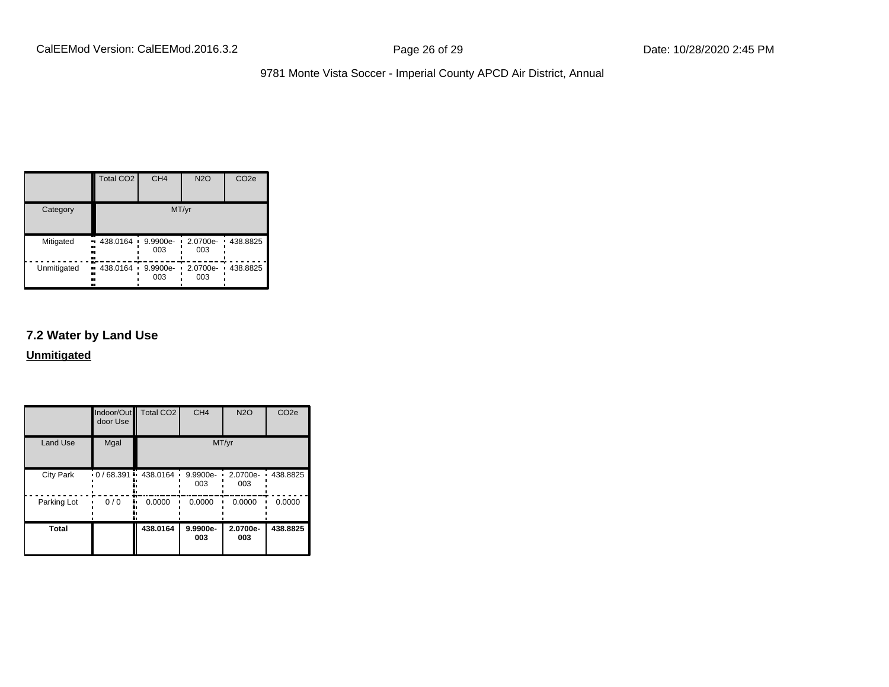| | Total CO2 | CH4 | N2O | CO2e |
|---|---|---|---|---|
| Category | MT/yr | | | |
| Mitigated | 438.0164 | 9.9900e-003 | 2.0700e-003 | 438.8825 |
| Unmitigated | 438.0164 | 9.9900e-003 | 2.0700e-003 | 438.8825 |

## 7.2 Water by Land Use

**Unmitigated**

| | Indoor/Outdoor Use | Total CO2 | CH4 | N2O | CO2e |
|---|---|---|---|---|---|
| Land Use | Mgal | MT/yr | | | |
| City Park | 0 / 68.391 | 438.0164 | 9.9900e-003 | 2.0700e-003 | 438.8825 |
| Parking Lot | 0 / 0 | 0.0000 | 0.0000 | 0.0000 | 0.0000 |
| **Total** | | **438.0164** | **9.9900e-003** | **2.0700e-003** | **438.8825** |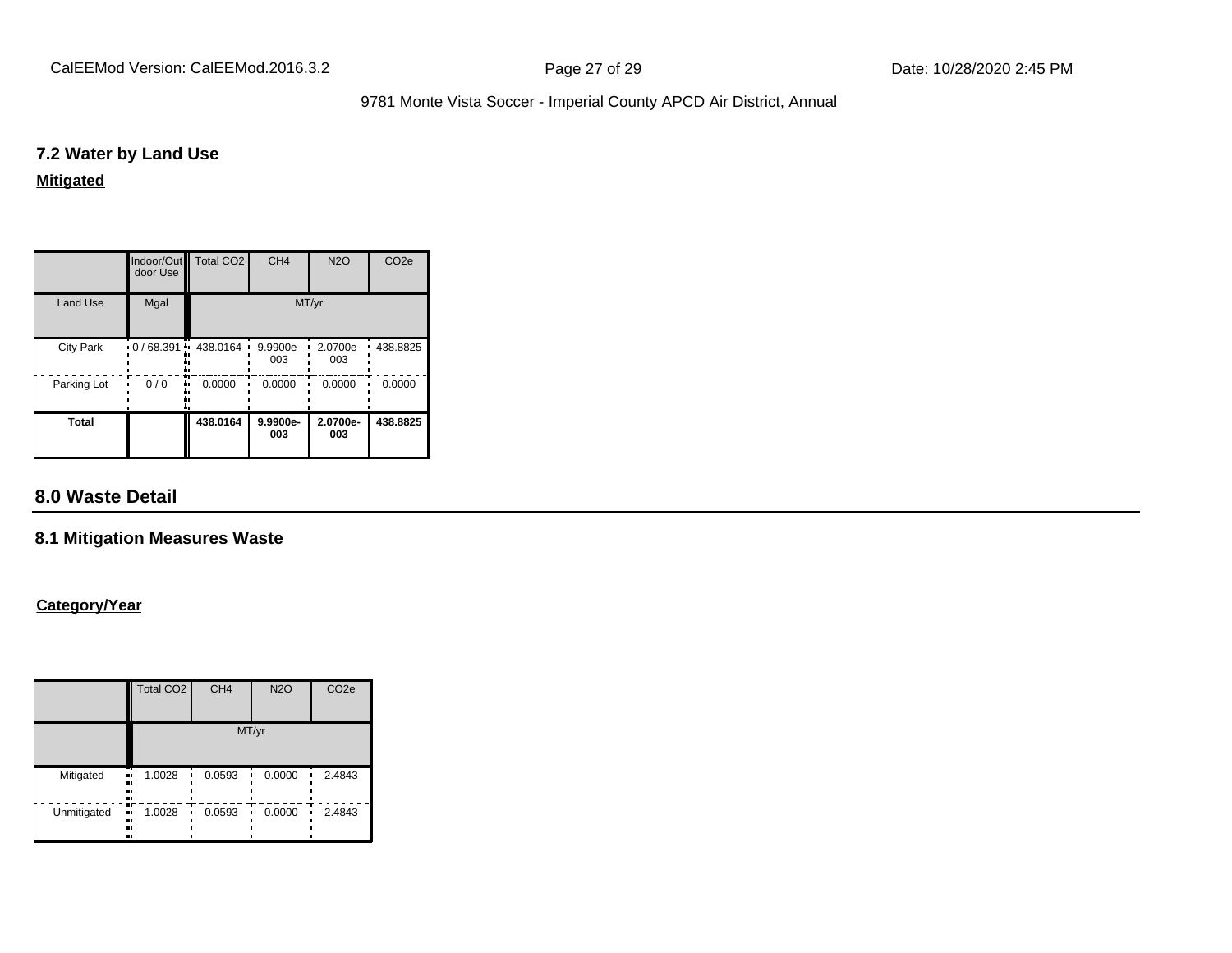### 7.2 Water by Land Use

**Mitigated**

| | Indoor/Outdoor Use | Total CO2 | CH4 | N2O | CO2e |
|---|---|---|---|---|---|
| Land Use | Mgal | MT/yr | | | |
| City Park | 0 / 68.391 | 438.0164 | 9.9900e-003 | 2.0700e-003 | 438.8825 |
| Parking Lot | 0 / 0 | 0.0000 | 0.0000 | 0.0000 | 0.0000 |
| **Total** | | **438.0164** | **9.9900e-003** | **2.0700e-003** | **438.8825** |

## 8.0 Waste Detail

### 8.1 Mitigation Measures Waste

**Category/Year**

| | Total CO2 | CH4 | N2O | CO2e |
|---|---|---|---|---|
| | MT/yr | | | |
| Mitigated | 1.0028 | 0.0593 | 0.0000 | 2.4843 |
| Unmitigated | 1.0028 | 0.0593 | 0.0000 | 2.4843 |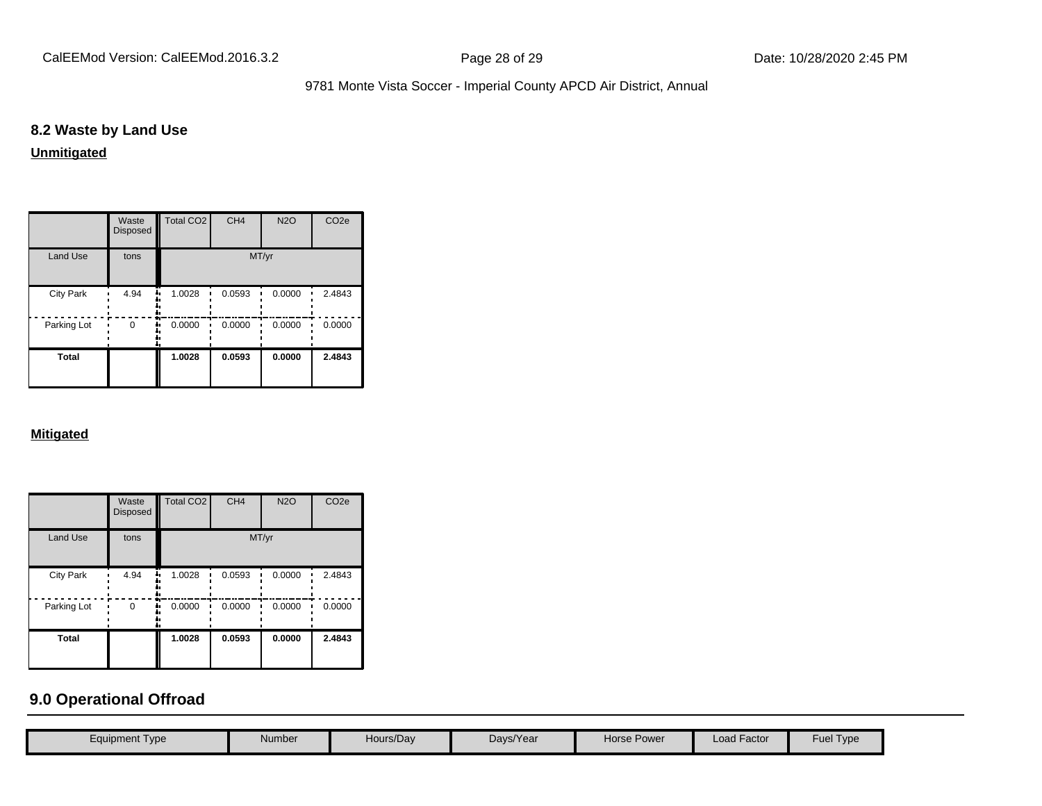## 8.2 Waste by Land Use

**Unmitigated**

| | Waste Disposed | Total CO2 | CH4 | N2O | CO2e |
|---|---|---|---|---|---|
| Land Use | tons | MT/yr | | | |
| City Park | 4.94 | 1.0028 | 0.0593 | 0.0000 | 2.4843 |
| Parking Lot | 0 | 0.0000 | 0.0000 | 0.0000 | 0.0000 |
| **Total** | | **1.0028** | **0.0593** | **0.0000** | **2.4843** |

**Mitigated**

| | Waste Disposed | Total CO2 | CH4 | N2O | CO2e |
|---|---|---|---|---|---|
| Land Use | tons | MT/yr | | | |
| City Park | 4.94 | 1.0028 | 0.0593 | 0.0000 | 2.4843 |
| Parking Lot | 0 | 0.0000 | 0.0000 | 0.0000 | 0.0000 |
| **Total** | | **1.0028** | **0.0593** | **0.0000** | **2.4843** |

## 9.0 Operational Offroad

| Equipment Type | Number | Hours/Day | Days/Year | Horse Power | Load Factor | Fuel Type |
|---|---|---|---|---|---|---|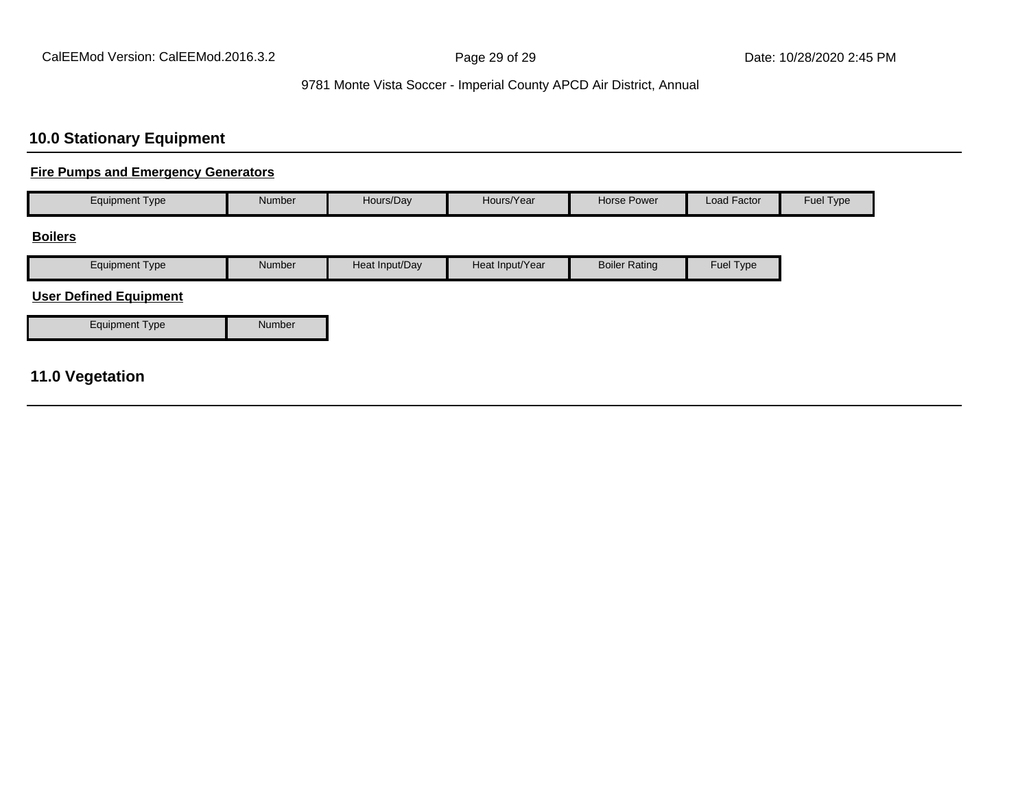## 10.0 Stationary Equipment

**Fire Pumps and Emergency Generators**

| Equipment Type | Number | Hours/Day | Hours/Year | Horse Power | Load Factor | Fuel Type |
|---|---|---|---|---|---|---|

**Boilers**

| Equipment Type | Number | Heat Input/Day | Heat Input/Year | Boiler Rating | Fuel Type |
|---|---|---|---|---|---|

**User Defined Equipment**

| Equipment Type | Number |
|---|---|

## 11.0 Vegetation